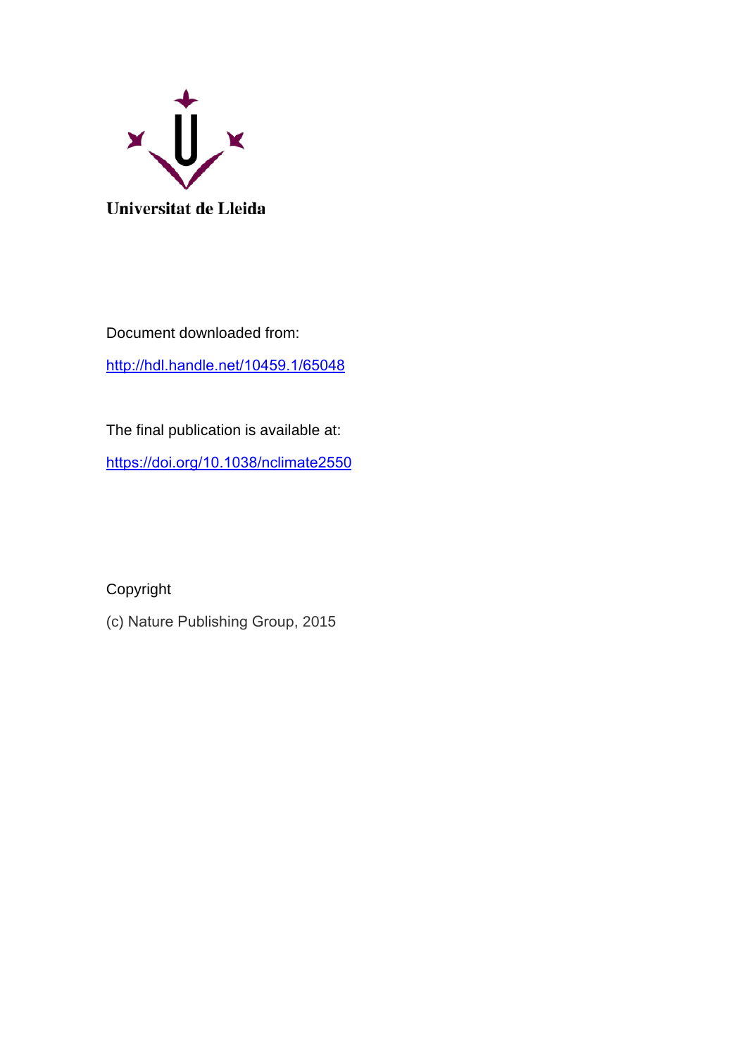Universitat de Lleida

Document downloaded from:

http://hdl.handle.net/10459.1/65048

The final publication is available at:

https://doi.org/10.1038/nclimate2550

Copyright

(c) Nature Publishing Group, 2015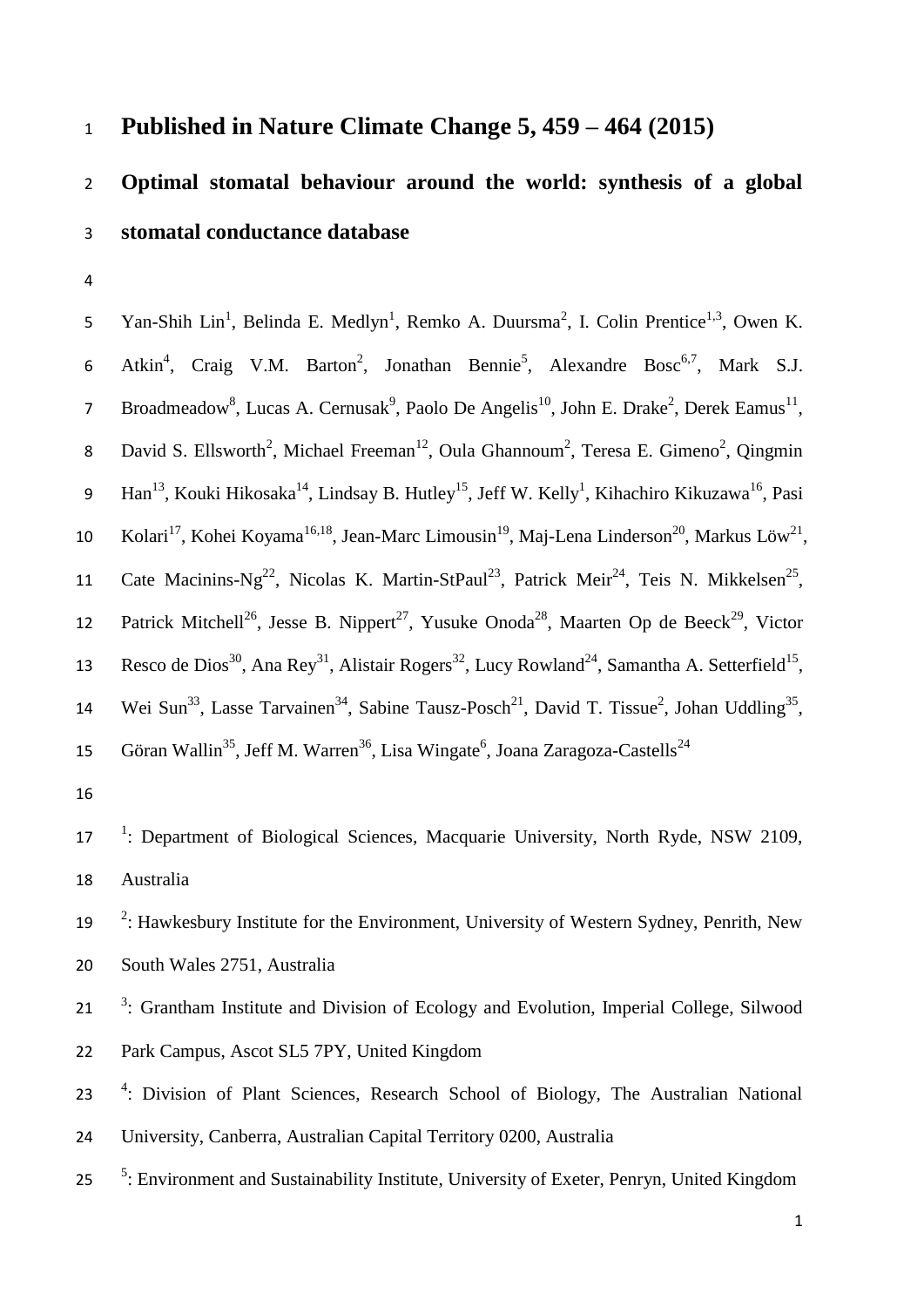# Published in Nature Climate Change 5, 459 – 464 (2015)

# Optimal stomatal behaviour around the world: synthesis of a global stomatal conductance database

Yan-Shih Lin[1], Belinda E. Medlyn[1], Remko A. Duursma[2], I. Colin Prentice[1,3], Owen K. Atkin[4], Craig V.M. Barton[2], Jonathan Bennie[5], Alexandre Bosc[6,7], Mark S.J. Broadmeadow[8], Lucas A. Cernusak[9], Paolo De Angelis[10], John E. Drake[2], Derek Eamus[11], David S. Ellsworth[2], Michael Freeman[12], Oula Ghannoum[2], Teresa E. Gimeno[2], Qingmin Han[13], Kouki Hikosaka[14], Lindsay B. Hutley[15], Jeff W. Kelly[1], Kihachiro Kikuzawa[16], Pasi Kolari[17], Kohei Koyama[16,18], Jean-Marc Limousin[19], Maj-Lena Linderson[20], Markus Löw[21], Cate Macinins-Ng[22], Nicolas K. Martin-StPaul[23], Patrick Meir[24], Teis N. Mikkelsen[25], Patrick Mitchell[26], Jesse B. Nippert[27], Yusuke Onoda[28], Maarten Op de Beeck[29], Victor Resco de Dios[30], Ana Rey[31], Alistair Rogers[32], Lucy Rowland[24], Samantha A. Setterfield[15], Wei Sun[33], Lasse Tarvainen[34], Sabine Tausz-Posch[21], David T. Tissue[2], Johan Uddling[35], Göran Wallin[35], Jeff M. Warren[36], Lisa Wingate[6], Joana Zaragoza-Castells[24]

[1]: Department of Biological Sciences, Macquarie University, North Ryde, NSW 2109, Australia

[2]: Hawkesbury Institute for the Environment, University of Western Sydney, Penrith, New South Wales 2751, Australia

[3]: Grantham Institute and Division of Ecology and Evolution, Imperial College, Silwood Park Campus, Ascot SL5 7PY, United Kingdom

[4]: Division of Plant Sciences, Research School of Biology, The Australian National University, Canberra, Australian Capital Territory 0200, Australia

[5]: Environment and Sustainability Institute, University of Exeter, Penryn, United Kingdom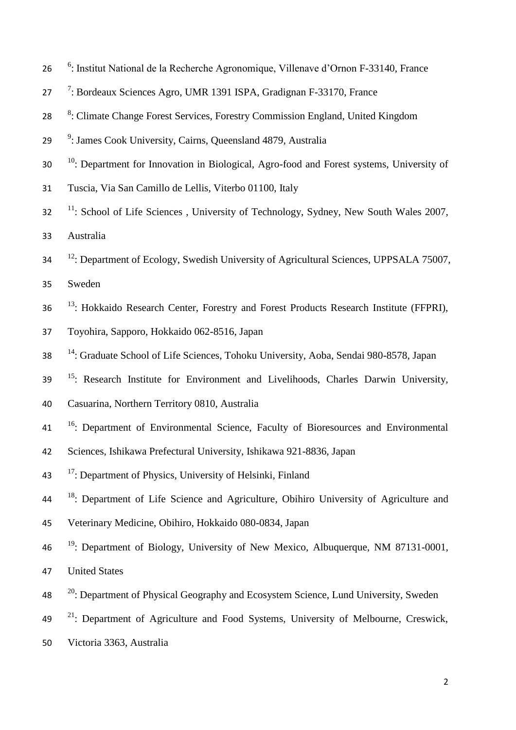[6]: Institut National de la Recherche Agronomique, Villenave d'Ornon F-33140, France

[7]: Bordeaux Sciences Agro, UMR 1391 ISPA, Gradignan F-33170, France

[8]: Climate Change Forest Services, Forestry Commission England, United Kingdom

[9]: James Cook University, Cairns, Queensland 4879, Australia

[10]: Department for Innovation in Biological, Agro-food and Forest systems, University of Tuscia, Via San Camillo de Lellis, Viterbo 01100, Italy

[11]: School of Life Sciences , University of Technology, Sydney, New South Wales 2007, Australia

[12]: Department of Ecology, Swedish University of Agricultural Sciences, UPPSALA 75007, Sweden

[13]: Hokkaido Research Center, Forestry and Forest Products Research Institute (FFPRI), Toyohira, Sapporo, Hokkaido 062-8516, Japan

[14]: Graduate School of Life Sciences, Tohoku University, Aoba, Sendai 980-8578, Japan

[15]: Research Institute for Environment and Livelihoods, Charles Darwin University, Casuarina, Northern Territory 0810, Australia

[16]: Department of Environmental Science, Faculty of Bioresources and Environmental Sciences, Ishikawa Prefectural University, Ishikawa 921-8836, Japan

[17]: Department of Physics, University of Helsinki, Finland

[18]: Department of Life Science and Agriculture, Obihiro University of Agriculture and Veterinary Medicine, Obihiro, Hokkaido 080-0834, Japan

[19]: Department of Biology, University of New Mexico, Albuquerque, NM 87131-0001, United States

[20]: Department of Physical Geography and Ecosystem Science, Lund University, Sweden

[21]: Department of Agriculture and Food Systems, University of Melbourne, Creswick, Victoria 3363, Australia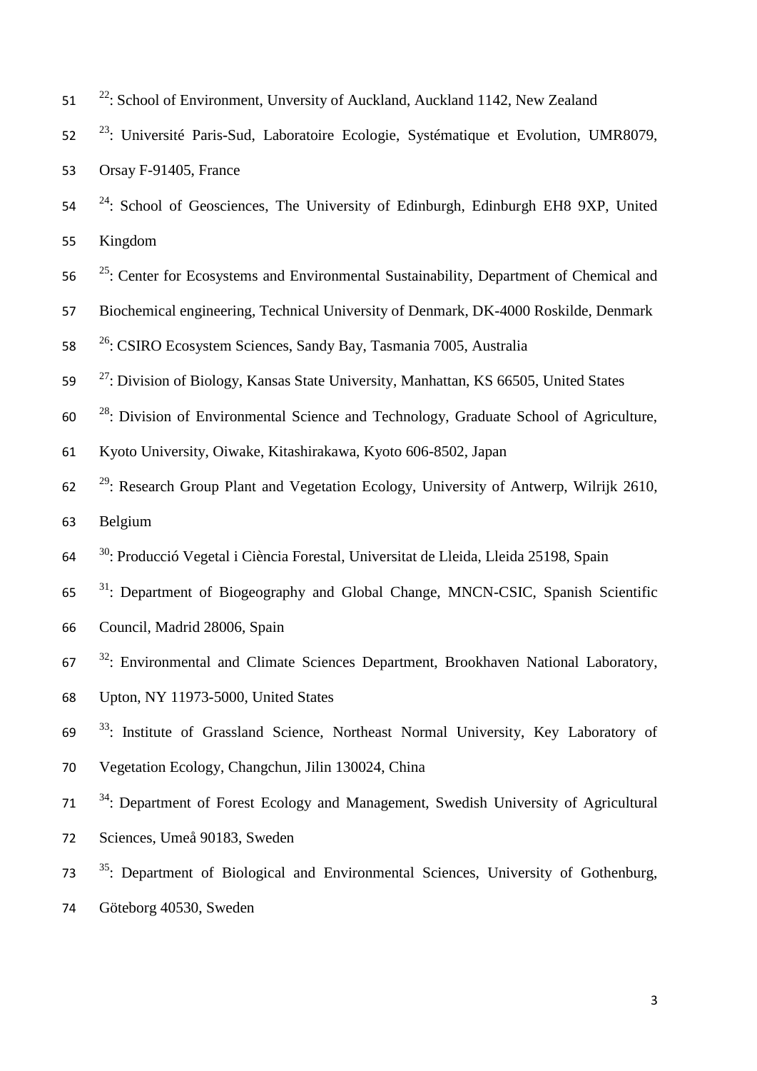[22]: School of Environment, Unversity of Auckland, Auckland 1142, New Zealand

[23]: Université Paris-Sud, Laboratoire Ecologie, Systématique et Evolution, UMR8079, Orsay F-91405, France

[24]: School of Geosciences, The University of Edinburgh, Edinburgh EH8 9XP, United Kingdom

[25]: Center for Ecosystems and Environmental Sustainability, Department of Chemical and Biochemical engineering, Technical University of Denmark, DK-4000 Roskilde, Denmark

[26]: CSIRO Ecosystem Sciences, Sandy Bay, Tasmania 7005, Australia

[27]: Division of Biology, Kansas State University, Manhattan, KS 66505, United States

[28]: Division of Environmental Science and Technology, Graduate School of Agriculture, Kyoto University, Oiwake, Kitashirakawa, Kyoto 606-8502, Japan

[29]: Research Group Plant and Vegetation Ecology, University of Antwerp, Wilrijk 2610, Belgium

[30]: Producció Vegetal i Ciència Forestal, Universitat de Lleida, Lleida 25198, Spain

[31]: Department of Biogeography and Global Change, MNCN-CSIC, Spanish Scientific Council, Madrid 28006, Spain

[32]: Environmental and Climate Sciences Department, Brookhaven National Laboratory, Upton, NY 11973-5000, United States

[33]: Institute of Grassland Science, Northeast Normal University, Key Laboratory of Vegetation Ecology, Changchun, Jilin 130024, China

[34]: Department of Forest Ecology and Management, Swedish University of Agricultural Sciences, Umeå 90183, Sweden

[35]: Department of Biological and Environmental Sciences, University of Gothenburg, Göteborg 40530, Sweden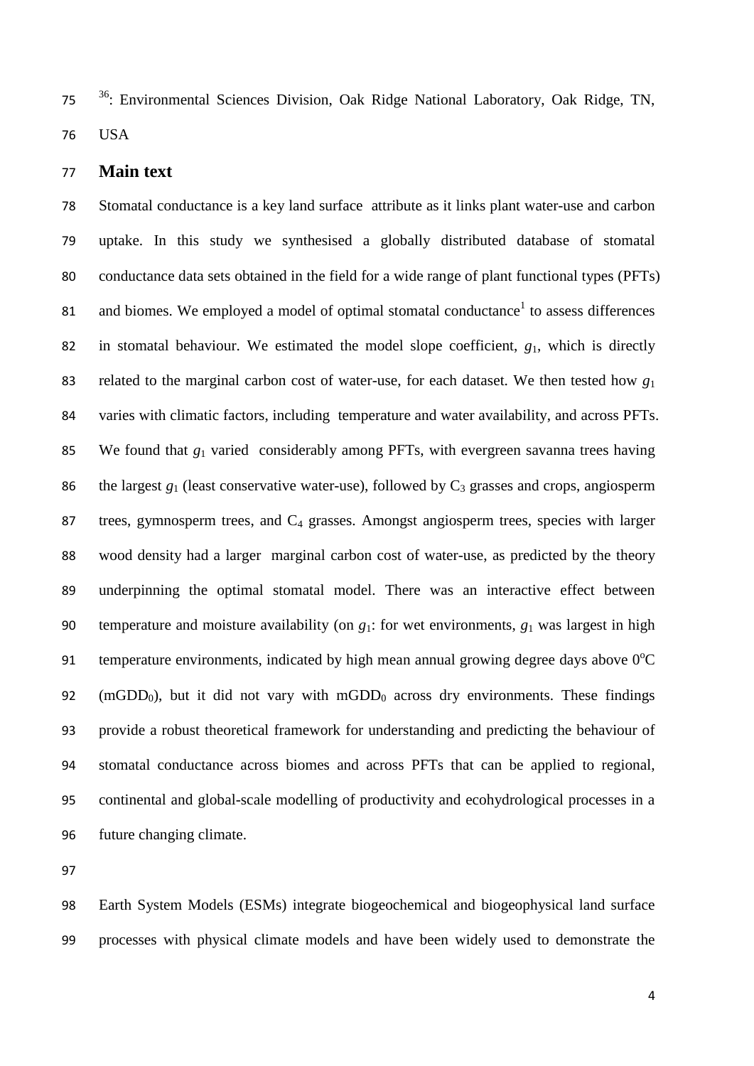[36]: Environmental Sciences Division, Oak Ridge National Laboratory, Oak Ridge, TN, USA

## Main text

Stomatal conductance is a key land surface attribute as it links plant water-use and carbon uptake. In this study we synthesised a globally distributed database of stomatal conductance data sets obtained in the field for a wide range of plant functional types (PFTs) and biomes. We employed a model of optimal stomatal conductance[1] to assess differences in stomatal behaviour. We estimated the model slope coefficient, $g_1$, which is directly related to the marginal carbon cost of water-use, for each dataset. We then tested how $g_1$ varies with climatic factors, including temperature and water availability, and across PFTs. We found that $g_1$ varied considerably among PFTs, with evergreen savanna trees having the largest $g_1$ (least conservative water-use), followed by $C_3$ grasses and crops, angiosperm trees, gymnosperm trees, and $C_4$ grasses. Amongst angiosperm trees, species with larger wood density had a larger marginal carbon cost of water-use, as predicted by the theory underpinning the optimal stomatal model. There was an interactive effect between temperature and moisture availability (on $g_1$: for wet environments, $g_1$ was largest in high temperature environments, indicated by high mean annual growing degree days above $0^oC$ ($mGDD_0$), but it did not vary with $mGDD_0$ across dry environments. These findings provide a robust theoretical framework for understanding and predicting the behaviour of stomatal conductance across biomes and across PFTs that can be applied to regional, continental and global-scale modelling of productivity and ecohydrological processes in a future changing climate.

Earth System Models (ESMs) integrate biogeochemical and biogeophysical land surface processes with physical climate models and have been widely used to demonstrate the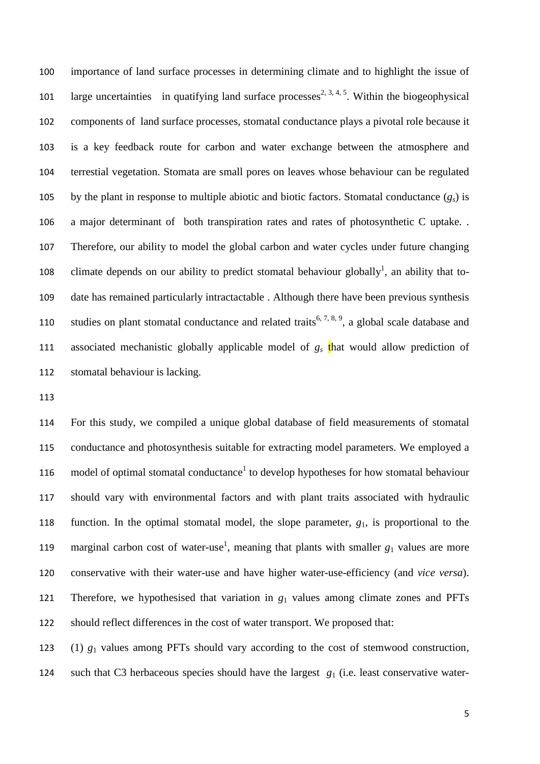importance of land surface processes in determining climate and to highlight the issue of large uncertainties in quatifying land surface processes[2, 3, 4, 5]. Within the biogeophysical components of land surface processes, stomatal conductance plays a pivotal role because it is a key feedback route for carbon and water exchange between the atmosphere and terrestial vegetation. Stomata are small pores on leaves whose behaviour can be regulated by the plant in response to multiple abiotic and biotic factors. Stomatal conductance ($g_s$) is a major determinant of both transpiration rates and rates of photosynthetic C uptake. . Therefore, our ability to model the global carbon and water cycles under future changing climate depends on our ability to predict stomatal behaviour globally[1], an ability that to-date has remained particularly intractactable . Although there have been previous synthesis studies on plant stomatal conductance and related traits[6, 7, 8, 9], a global scale database and associated mechanistic globally applicable model of $g_s$ that would allow prediction of stomatal behaviour is lacking.

For this study, we compiled a unique global database of field measurements of stomatal conductance and photosynthesis suitable for extracting model parameters. We employed a model of optimal stomatal conductance[1] to develop hypotheses for how stomatal behaviour should vary with environmental factors and with plant traits associated with hydraulic function. In the optimal stomatal model, the slope parameter, $g_1$, is proportional to the marginal carbon cost of water-use[1], meaning that plants with smaller $g_1$ values are more conservative with their water-use and have higher water-use-efficiency (and *vice versa*). Therefore, we hypothesised that variation in $g_1$ values among climate zones and PFTs should reflect differences in the cost of water transport. We proposed that:

(1) $g_1$ values among PFTs should vary according to the cost of stemwood construction, such that C3 herbaceous species should have the largest $g_1$ (i.e. least conservative water-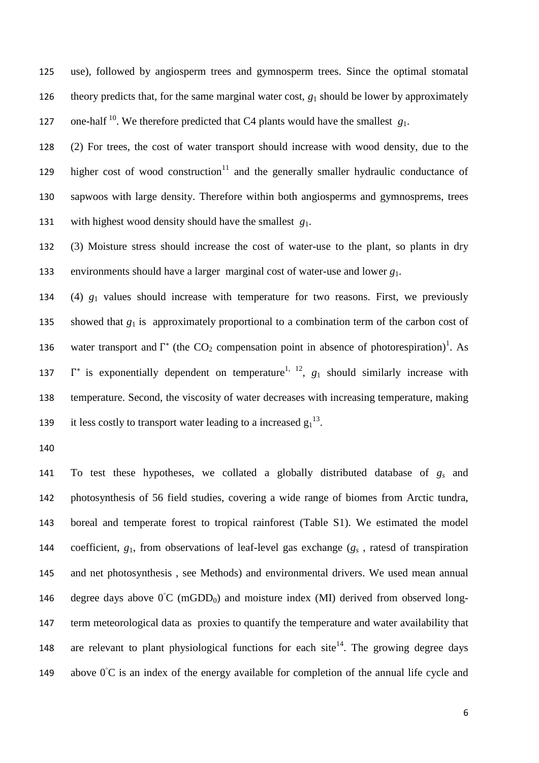use), followed by angiosperm trees and gymnosperm trees. Since the optimal stomatal theory predicts that, for the same marginal water cost, $g_1$ should be lower by approximately one-half [10]. We therefore predicted that C4 plants would have the smallest $g_1$.

(2) For trees, the cost of water transport should increase with wood density, due to the higher cost of wood construction[11] and the generally smaller hydraulic conductance of sapwoos with large density. Therefore within both angiosperms and gymnosprems, trees with highest wood density should have the smallest $g_1$.

(3) Moisture stress should increase the cost of water-use to the plant, so plants in dry environments should have a larger marginal cost of water-use and lower $g_1$.

(4) $g_1$ values should increase with temperature for two reasons. First, we previously showed that $g_1$ is approximately proportional to a combination term of the carbon cost of water transport and $\Gamma^*$ (the $CO_2$ compensation point in absence of photorespiration)[1]. As $\Gamma^*$ is exponentially dependent on temperature[1, 12], $g_1$ should similarly increase with temperature. Second, the viscosity of water decreases with increasing temperature, making it less costly to transport water leading to a increased $g_1$[13].

To test these hypotheses, we collated a globally distributed database of $g_s$ and photosynthesis of 56 field studies, covering a wide range of biomes from Arctic tundra, boreal and temperate forest to tropical rainforest (Table S1). We estimated the model coefficient, $g_1$, from observations of leaf-level gas exchange ($g_s$ , ratesd of transpiration and net photosynthesis , see Methods) and environmental drivers. We used mean annual degree days above 0°C ($mGDD_0$) and moisture index (MI) derived from observed long-term meteorological data as proxies to quantify the temperature and water availability that are relevant to plant physiological functions for each site[14]. The growing degree days above 0°C is an index of the energy available for completion of the annual life cycle and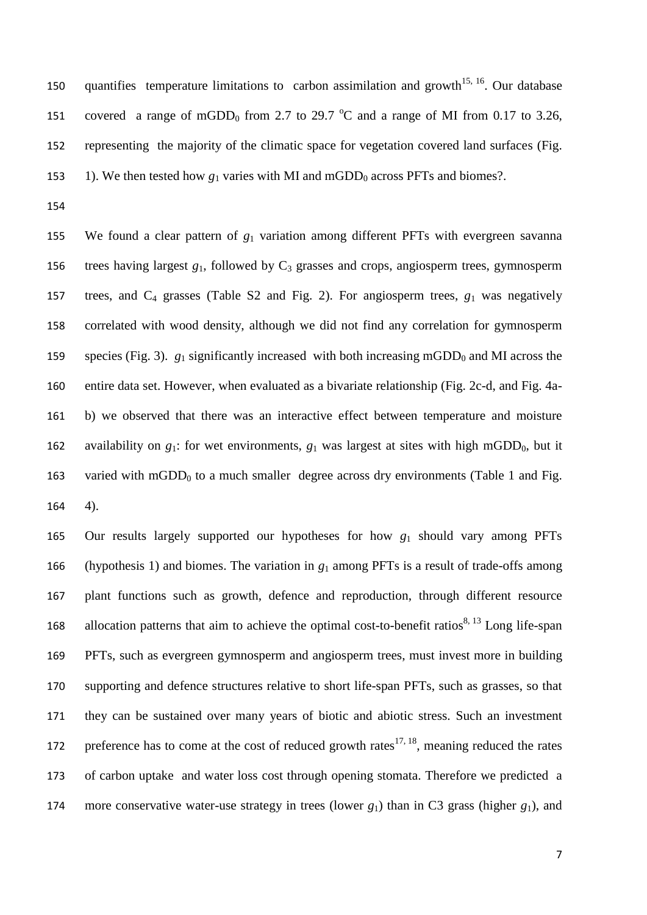quantifies temperature limitations to carbon assimilation and growth[15, 16]. Our database covered a range of $mGDD_0$ from 2.7 to 29.7 °C and a range of MI from 0.17 to 3.26, representing the majority of the climatic space for vegetation covered land surfaces (Fig. 1). We then tested how $g_1$ varies with MI and $mGDD_0$ across PFTs and biomes?.

We found a clear pattern of $g_1$ variation among different PFTs with evergreen savanna trees having largest $g_1$, followed by $C_3$ grasses and crops, angiosperm trees, gymnosperm trees, and $C_4$ grasses (Table S2 and Fig. 2). For angiosperm trees, $g_1$ was negatively correlated with wood density, although we did not find any correlation for gymnosperm species (Fig. 3). $g_1$ significantly increased with both increasing $mGDD_0$ and MI across the entire data set. However, when evaluated as a bivariate relationship (Fig. 2c-d, and Fig. 4a-b) we observed that there was an interactive effect between temperature and moisture availability on $g_1$: for wet environments, $g_1$ was largest at sites with high $mGDD_0$, but it varied with $mGDD_0$ to a much smaller degree across dry environments (Table 1 and Fig. 4).

Our results largely supported our hypotheses for how $g_1$ should vary among PFTs (hypothesis 1) and biomes. The variation in $g_1$ among PFTs is a result of trade-offs among plant functions such as growth, defence and reproduction, through different resource allocation patterns that aim to achieve the optimal cost-to-benefit ratios[8, 13] Long life-span PFTs, such as evergreen gymnosperm and angiosperm trees, must invest more in building supporting and defence structures relative to short life-span PFTs, such as grasses, so that they can be sustained over many years of biotic and abiotic stress. Such an investment preference has to come at the cost of reduced growth rates[17, 18], meaning reduced the rates of carbon uptake and water loss cost through opening stomata. Therefore we predicted a more conservative water-use strategy in trees (lower $g_1$) than in C3 grass (higher $g_1$), and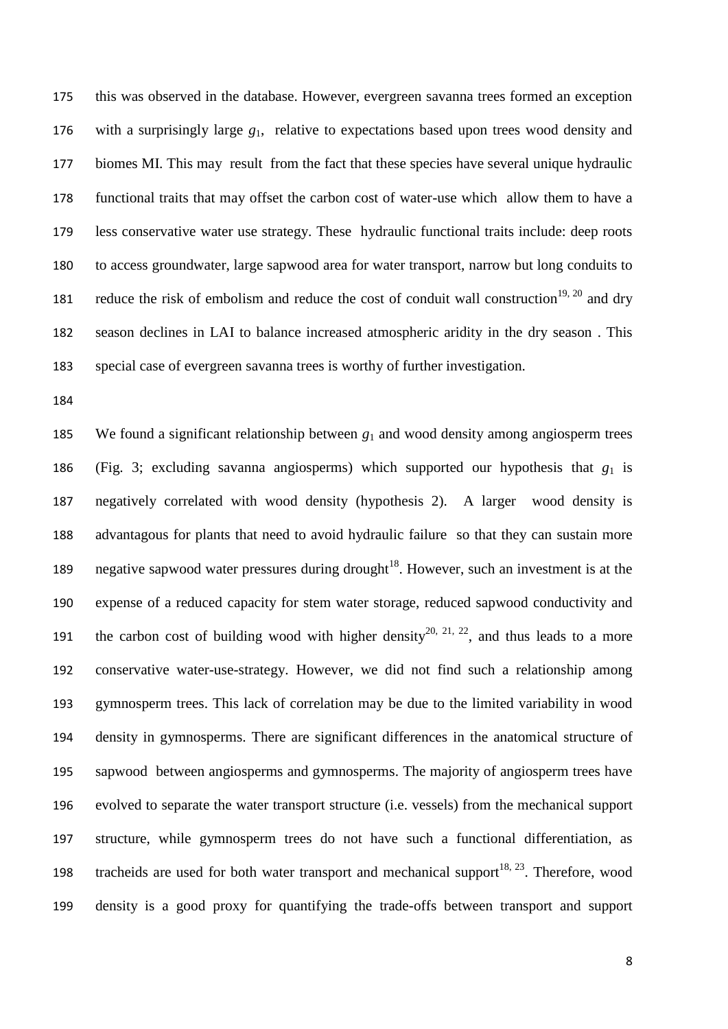this was observed in the database. However, evergreen savanna trees formed an exception with a surprisingly large $g_1$, relative to expectations based upon trees wood density and biomes MI. This may result from the fact that these species have several unique hydraulic functional traits that may offset the carbon cost of water-use which allow them to have a less conservative water use strategy. These hydraulic functional traits include: deep roots to access groundwater, large sapwood area for water transport, narrow but long conduits to reduce the risk of embolism and reduce the cost of conduit wall construction[19, 20] and dry season declines in LAI to balance increased atmospheric aridity in the dry season . This special case of evergreen savanna trees is worthy of further investigation.

We found a significant relationship between $g_1$ and wood density among angiosperm trees (Fig. 3; excluding savanna angiosperms) which supported our hypothesis that $g_1$ is negatively correlated with wood density (hypothesis 2). A larger wood density is advantagous for plants that need to avoid hydraulic failure so that they can sustain more negative sapwood water pressures during drought[18]. However, such an investment is at the expense of a reduced capacity for stem water storage, reduced sapwood conductivity and the carbon cost of building wood with higher density[20, 21, 22], and thus leads to a more conservative water-use-strategy. However, we did not find such a relationship among gymnosperm trees. This lack of correlation may be due to the limited variability in wood density in gymnosperms. There are significant differences in the anatomical structure of sapwood between angiosperms and gymnosperms. The majority of angiosperm trees have evolved to separate the water transport structure (i.e. vessels) from the mechanical support structure, while gymnosperm trees do not have such a functional differentiation, as tracheids are used for both water transport and mechanical support[18, 23]. Therefore, wood density is a good proxy for quantifying the trade-offs between transport and support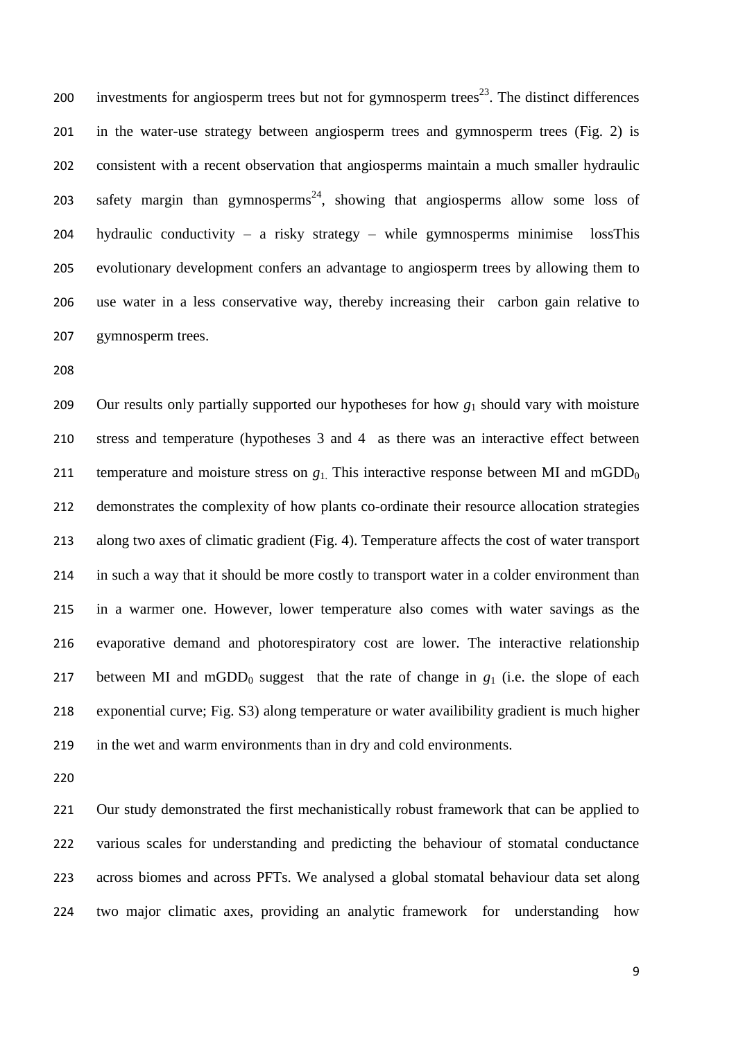investments for angiosperm trees but not for gymnosperm trees[23]. The distinct differences in the water-use strategy between angiosperm trees and gymnosperm trees (Fig. 2) is consistent with a recent observation that angiosperms maintain a much smaller hydraulic safety margin than gymnosperms[24], showing that angiosperms allow some loss of hydraulic conductivity – a risky strategy – while gymnosperms minimise lossThis evolutionary development confers an advantage to angiosperm trees by allowing them to use water in a less conservative way, thereby increasing their carbon gain relative to gymnosperm trees.

Our results only partially supported our hypotheses for how $g_1$ should vary with moisture stress and temperature (hypotheses 3 and 4 as there was an interactive effect between temperature and moisture stress on $g_1$. This interactive response between MI and $mGDD_0$ demonstrates the complexity of how plants co-ordinate their resource allocation strategies along two axes of climatic gradient (Fig. 4). Temperature affects the cost of water transport in such a way that it should be more costly to transport water in a colder environment than in a warmer one. However, lower temperature also comes with water savings as the evaporative demand and photorespiratory cost are lower. The interactive relationship between MI and $mGDD_0$ suggest that the rate of change in $g_1$ (i.e. the slope of each exponential curve; Fig. S3) along temperature or water availibility gradient is much higher in the wet and warm environments than in dry and cold environments.

Our study demonstrated the first mechanistically robust framework that can be applied to various scales for understanding and predicting the behaviour of stomatal conductance across biomes and across PFTs. We analysed a global stomatal behaviour data set along two major climatic axes, providing an analytic framework for understanding how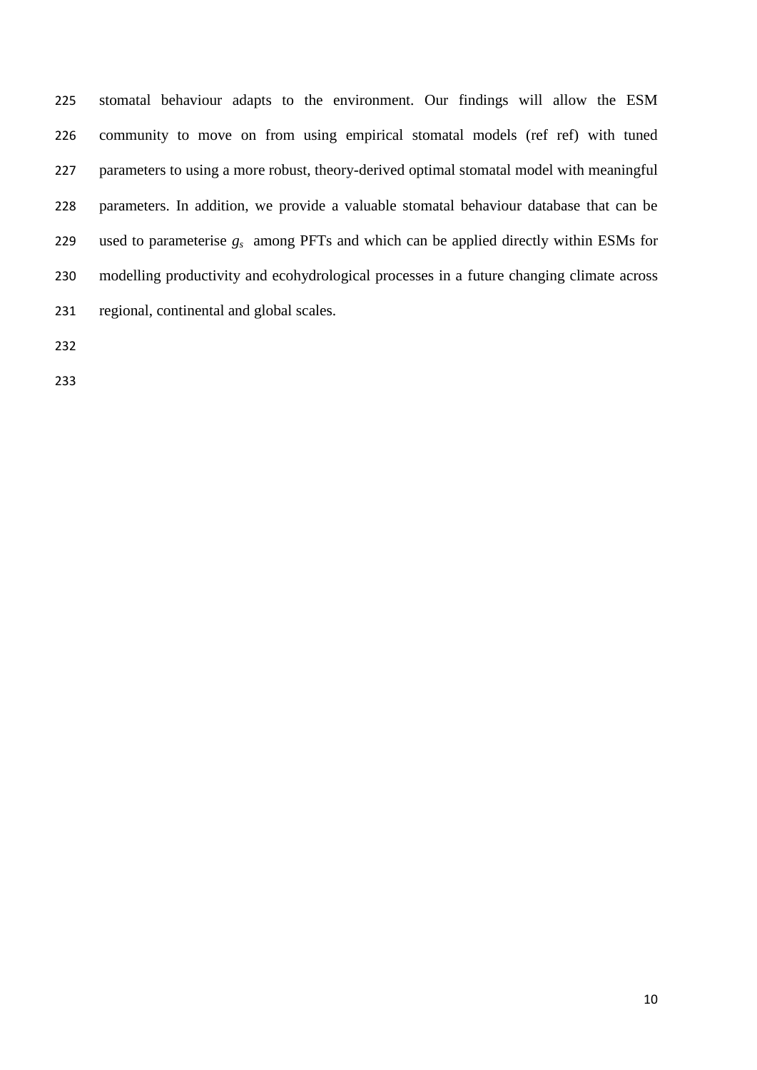stomatal behaviour adapts to the environment. Our findings will allow the ESM community to move on from using empirical stomatal models (ref ref) with tuned parameters to using a more robust, theory-derived optimal stomatal model with meaningful parameters. In addition, we provide a valuable stomatal behaviour database that can be used to parameterise $g_s$ among PFTs and which can be applied directly within ESMs for modelling productivity and ecohydrological processes in a future changing climate across regional, continental and global scales.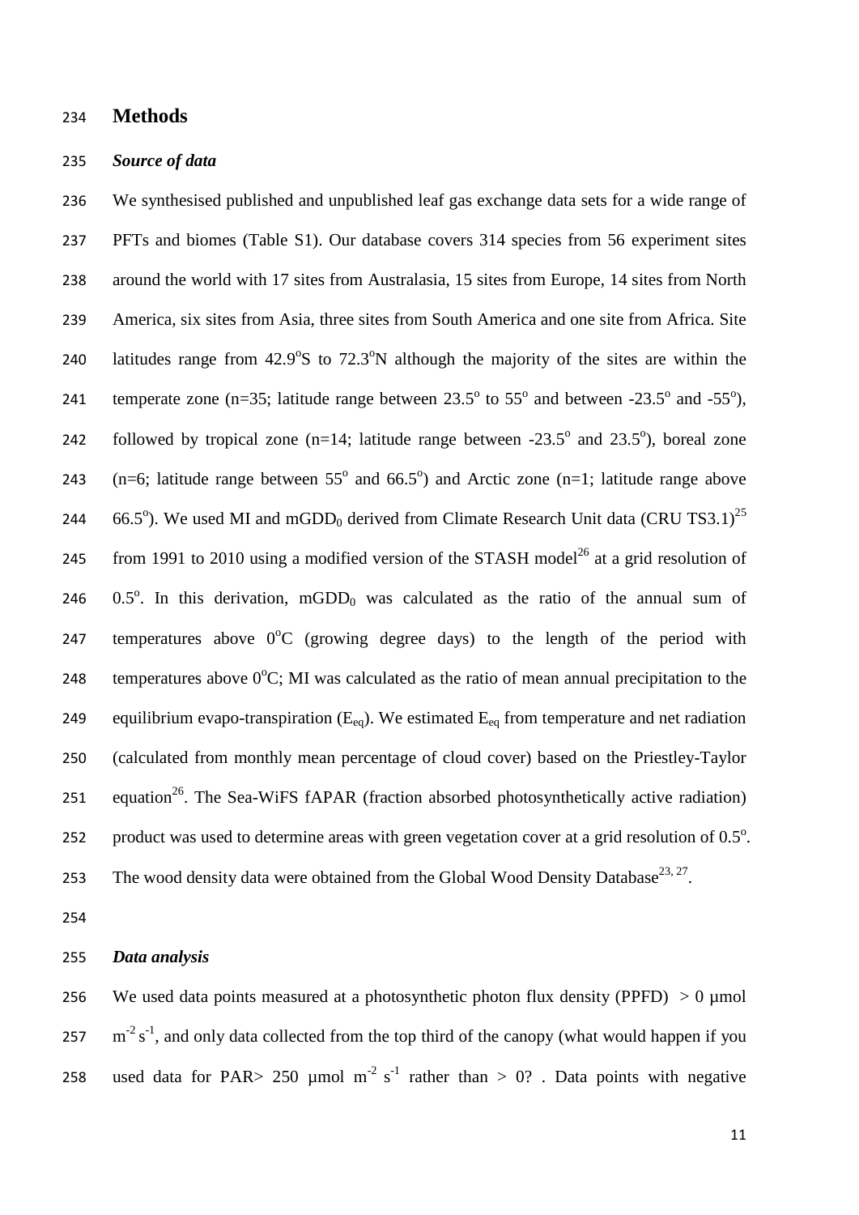## Methods

### *Source of data*

We synthesised published and unpublished leaf gas exchange data sets for a wide range of PFTs and biomes (Table S1). Our database covers 314 species from 56 experiment sites around the world with 17 sites from Australasia, 15 sites from Europe, 14 sites from North America, six sites from Asia, three sites from South America and one site from Africa. Site latitudes range from 42.9°S to 72.3°N although the majority of the sites are within the temperate zone (n=35; latitude range between 23.5° to 55° and between -23.5° and -55°), followed by tropical zone (n=14; latitude range between -23.5° and 23.5°), boreal zone (n=6; latitude range between 55° and 66.5°) and Arctic zone (n=1; latitude range above 66.5°). We used MI and $mGDD_0$ derived from Climate Research Unit data (CRU TS3.1)[25] from 1991 to 2010 using a modified version of the STASH model[26] at a grid resolution of 0.5°. In this derivation, $mGDD_0$ was calculated as the ratio of the annual sum of temperatures above 0°C (growing degree days) to the length of the period with temperatures above 0°C; MI was calculated as the ratio of mean annual precipitation to the equilibrium evapo-transpiration ($E_{eq}$). We estimated $E_{eq}$ from temperature and net radiation (calculated from monthly mean percentage of cloud cover) based on the Priestley-Taylor equation[26]. The Sea-WiFS fAPAR (fraction absorbed photosynthetically active radiation) product was used to determine areas with green vegetation cover at a grid resolution of 0.5°. The wood density data were obtained from the Global Wood Density Database[23, 27].

### *Data analysis*

We used data points measured at a photosynthetic photon flux density (PPFD) > 0 µmol $m^{-2}$ $s^{-1}$, and only data collected from the top third of the canopy (what would happen if you used data for PAR> 250 µmol $m^{-2}$ $s^{-1}$ rather than > 0? . Data points with negative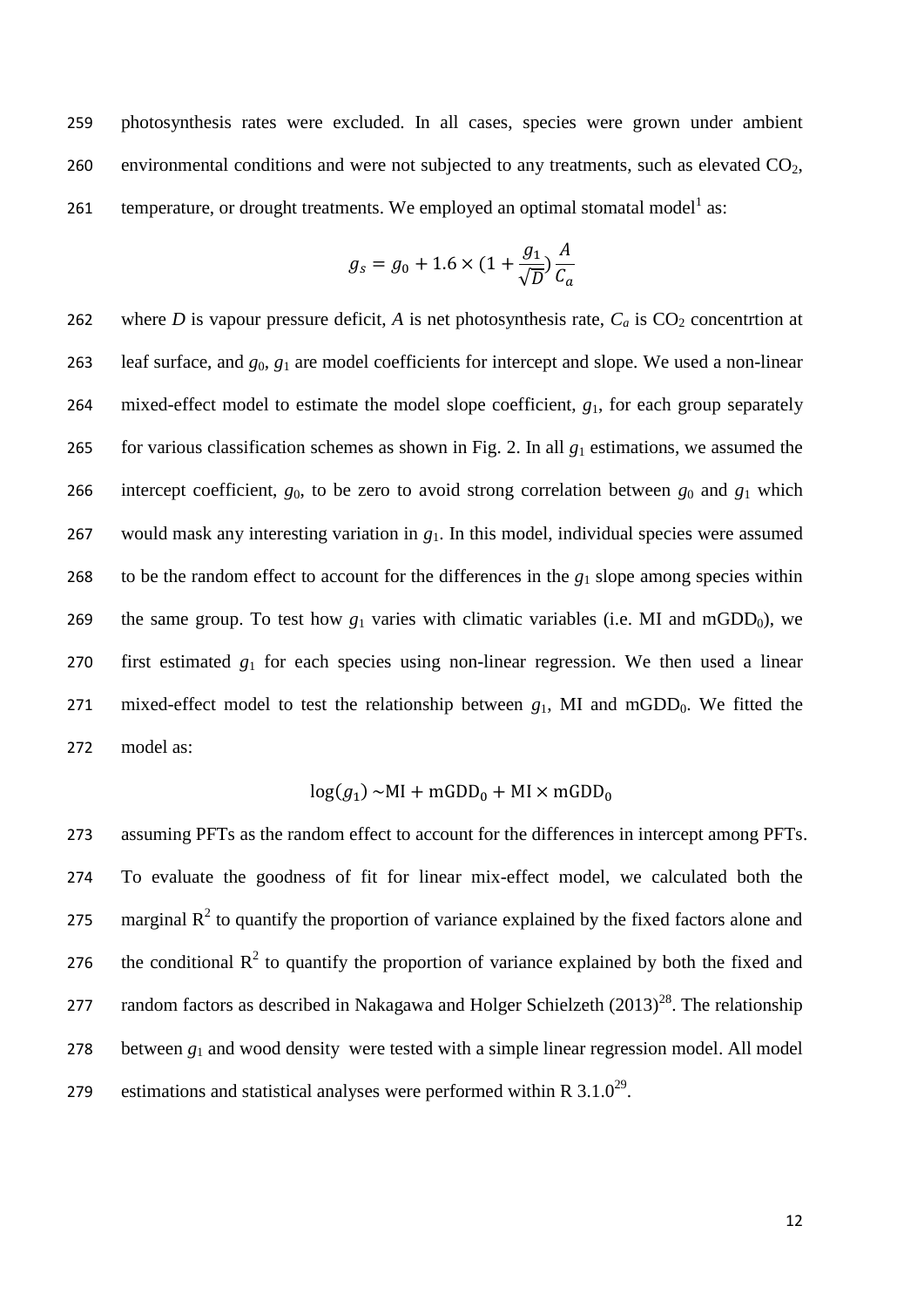photosynthesis rates were excluded. In all cases, species were grown under ambient environmental conditions and were not subjected to any treatments, such as elevated $CO_2$, temperature, or drought treatments. We employed an optimal stomatal model[1] as:

$$g_s = g_0 + 1.6 \times (1 + \frac{g_1}{\sqrt{D}}) \frac{A}{C_a}$$

where $D$ is vapour pressure deficit, $A$ is net photosynthesis rate, $C_a$ is $CO_2$ concentrtion at leaf surface, and $g_0$, $g_1$ are model coefficients for intercept and slope. We used a non-linear mixed-effect model to estimate the model slope coefficient, $g_1$, for each group separately for various classification schemes as shown in Fig. 2. In all $g_1$ estimations, we assumed the intercept coefficient, $g_0$, to be zero to avoid strong correlation between $g_0$ and $g_1$ which would mask any interesting variation in $g_1$. In this model, individual species were assumed to be the random effect to account for the differences in the $g_1$ slope among species within the same group. To test how $g_1$ varies with climatic variables (i.e. MI and $\text{mGDD}_0$), we first estimated $g_1$ for each species using non-linear regression. We then used a linear mixed-effect model to test the relationship between $g_1$, MI and $\text{mGDD}_0$. We fitted the model as:

$$\log(g_1) \sim \text{MI} + \text{mGDD}_0 + \text{MI} \times \text{mGDD}_0$$

assuming PFTs as the random effect to account for the differences in intercept among PFTs. To evaluate the goodness of fit for linear mix-effect model, we calculated both the marginal $R^2$ to quantify the proportion of variance explained by the fixed factors alone and the conditional $R^2$ to quantify the proportion of variance explained by both the fixed and random factors as described in Nakagawa and Holger Schielzeth (2013)[28]. The relationship between $g_1$ and wood density were tested with a simple linear regression model. All model estimations and statistical analyses were performed within R 3.1.0[29].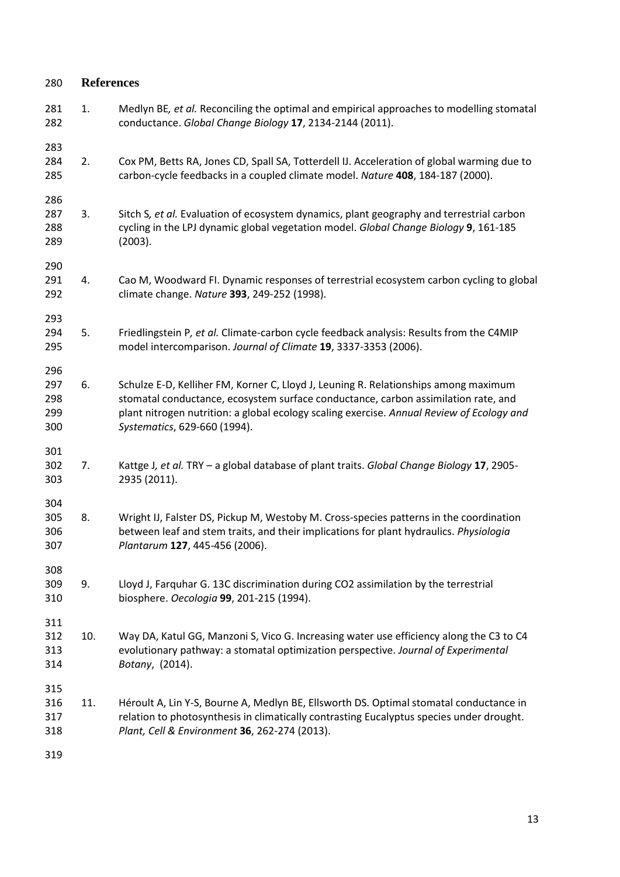## References

1. Medlyn BE*, et al.* Reconciling the optimal and empirical approaches to modelling stomatal conductance. *Global Change Biology* **17**, 2134-2144 (2011).

2. Cox PM, Betts RA, Jones CD, Spall SA, Totterdell IJ. Acceleration of global warming due to carbon-cycle feedbacks in a coupled climate model. *Nature* **408**, 184-187 (2000).

3. Sitch S*, et al.* Evaluation of ecosystem dynamics, plant geography and terrestrial carbon cycling in the LPJ dynamic global vegetation model. *Global Change Biology* **9**, 161-185 (2003).

4. Cao M, Woodward FI. Dynamic responses of terrestrial ecosystem carbon cycling to global climate change. *Nature* **393**, 249-252 (1998).

5. Friedlingstein P*, et al.* Climate-carbon cycle feedback analysis: Results from the C4MIP model intercomparison. *Journal of Climate* **19**, 3337-3353 (2006).

6. Schulze E-D, Kelliher FM, Korner C, Lloyd J, Leuning R. Relationships among maximum stomatal conductance, ecosystem surface conductance, carbon assimilation rate, and plant nitrogen nutrition: a global ecology scaling exercise. *Annual Review of Ecology and Systematics*, 629-660 (1994).

7. Kattge J*, et al.* TRY – a global database of plant traits. *Global Change Biology* **17**, 2905-2935 (2011).

8. Wright IJ, Falster DS, Pickup M, Westoby M. Cross-species patterns in the coordination between leaf and stem traits, and their implications for plant hydraulics. *Physiologia Plantarum* **127**, 445-456 (2006).

9. Lloyd J, Farquhar G. 13C discrimination during CO2 assimilation by the terrestrial biosphere. *Oecologia* **99**, 201-215 (1994).

10. Way DA, Katul GG, Manzoni S, Vico G. Increasing water use efficiency along the C3 to C4 evolutionary pathway: a stomatal optimization perspective. *Journal of Experimental Botany*, (2014).

11. Héroult A, Lin Y-S, Bourne A, Medlyn BE, Ellsworth DS. Optimal stomatal conductance in relation to photosynthesis in climatically contrasting Eucalyptus species under drought. *Plant, Cell & Environment* **36**, 262-274 (2013).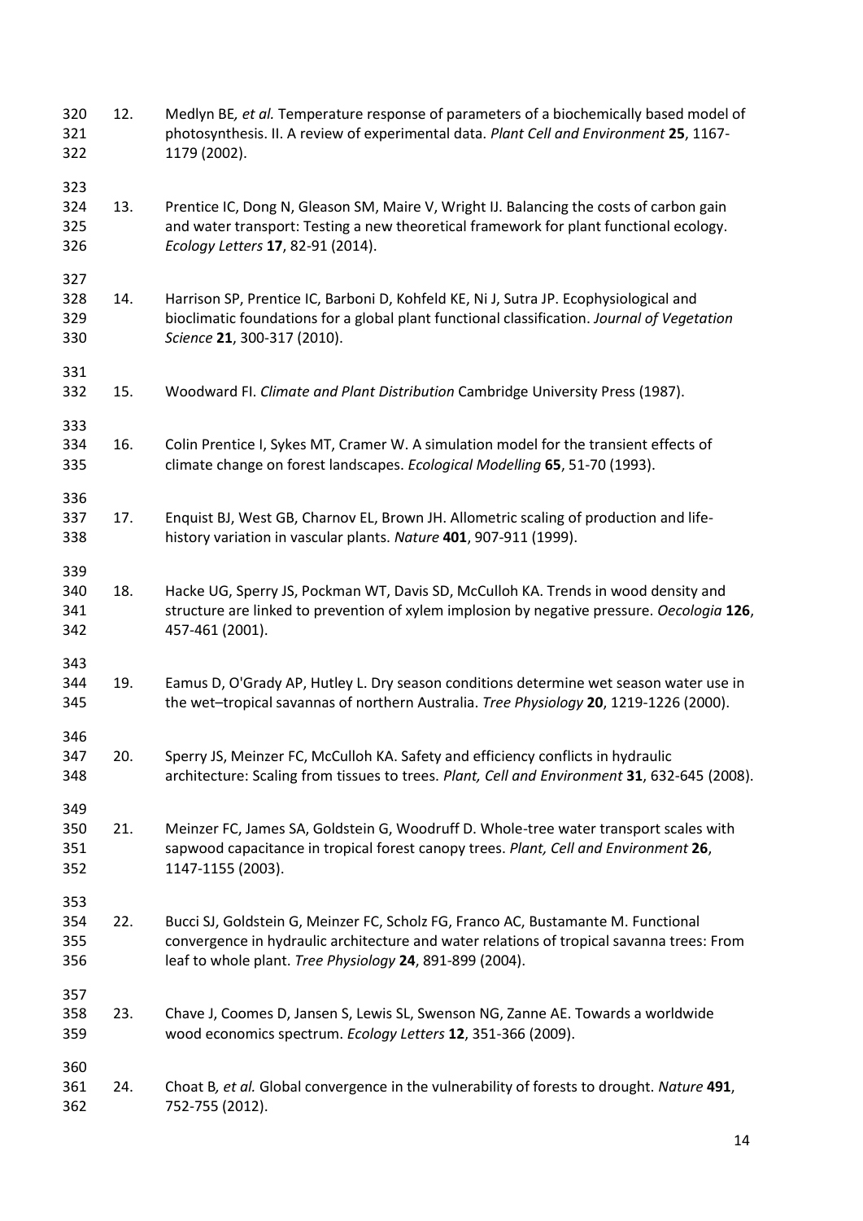12. Medlyn BE*, et al.* Temperature response of parameters of a biochemically based model of photosynthesis. II. A review of experimental data. *Plant Cell and Environment* **25**, 1167-1179 (2002).

13. Prentice IC, Dong N, Gleason SM, Maire V, Wright IJ. Balancing the costs of carbon gain and water transport: Testing a new theoretical framework for plant functional ecology. *Ecology Letters* **17**, 82-91 (2014).

14. Harrison SP, Prentice IC, Barboni D, Kohfeld KE, Ni J, Sutra JP. Ecophysiological and bioclimatic foundations for a global plant functional classification. *Journal of Vegetation Science* **21**, 300-317 (2010).

15. Woodward FI. *Climate and Plant Distribution* Cambridge University Press (1987).

16. Colin Prentice I, Sykes MT, Cramer W. A simulation model for the transient effects of climate change on forest landscapes. *Ecological Modelling* **65**, 51-70 (1993).

17. Enquist BJ, West GB, Charnov EL, Brown JH. Allometric scaling of production and life-history variation in vascular plants. *Nature* **401**, 907-911 (1999).

18. Hacke UG, Sperry JS, Pockman WT, Davis SD, McCulloh KA. Trends in wood density and structure are linked to prevention of xylem implosion by negative pressure. *Oecologia* **126**, 457-461 (2001).

19. Eamus D, O'Grady AP, Hutley L. Dry season conditions determine wet season water use in the wet–tropical savannas of northern Australia. *Tree Physiology* **20**, 1219-1226 (2000).

20. Sperry JS, Meinzer FC, McCulloh KA. Safety and efficiency conflicts in hydraulic architecture: Scaling from tissues to trees. *Plant, Cell and Environment* **31**, 632-645 (2008).

21. Meinzer FC, James SA, Goldstein G, Woodruff D. Whole-tree water transport scales with sapwood capacitance in tropical forest canopy trees. *Plant, Cell and Environment* **26**, 1147-1155 (2003).

22. Bucci SJ, Goldstein G, Meinzer FC, Scholz FG, Franco AC, Bustamante M. Functional convergence in hydraulic architecture and water relations of tropical savanna trees: From leaf to whole plant. *Tree Physiology* **24**, 891-899 (2004).

23. Chave J, Coomes D, Jansen S, Lewis SL, Swenson NG, Zanne AE. Towards a worldwide wood economics spectrum. *Ecology Letters* **12**, 351-366 (2009).

24. Choat B*, et al.* Global convergence in the vulnerability of forests to drought. *Nature* **491**, 752-755 (2012).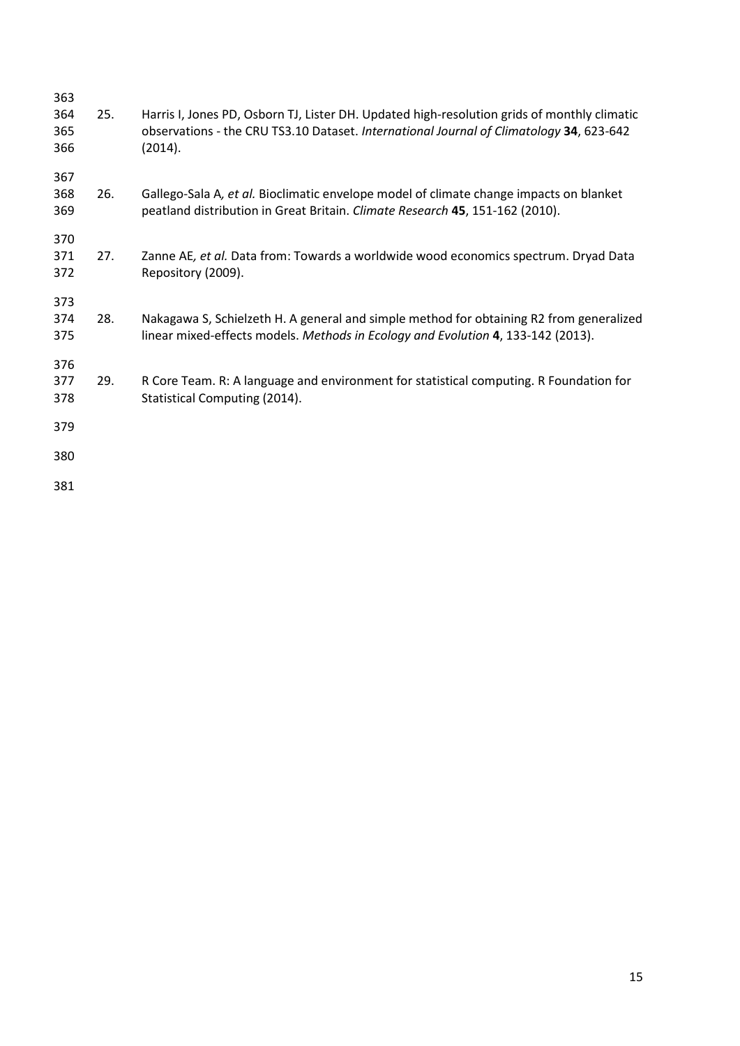25. Harris I, Jones PD, Osborn TJ, Lister DH. Updated high-resolution grids of monthly climatic observations - the CRU TS3.10 Dataset. *International Journal of Climatology* **34**, 623-642 (2014).

26. Gallego-Sala A*, et al.* Bioclimatic envelope model of climate change impacts on blanket peatland distribution in Great Britain. *Climate Research* **45**, 151-162 (2010).

27. Zanne AE*, et al.* Data from: Towards a worldwide wood economics spectrum. Dryad Data Repository (2009).

28. Nakagawa S, Schielzeth H. A general and simple method for obtaining R2 from generalized linear mixed-effects models. *Methods in Ecology and Evolution* **4**, 133-142 (2013).

29. R Core Team. R: A language and environment for statistical computing. R Foundation for Statistical Computing (2014).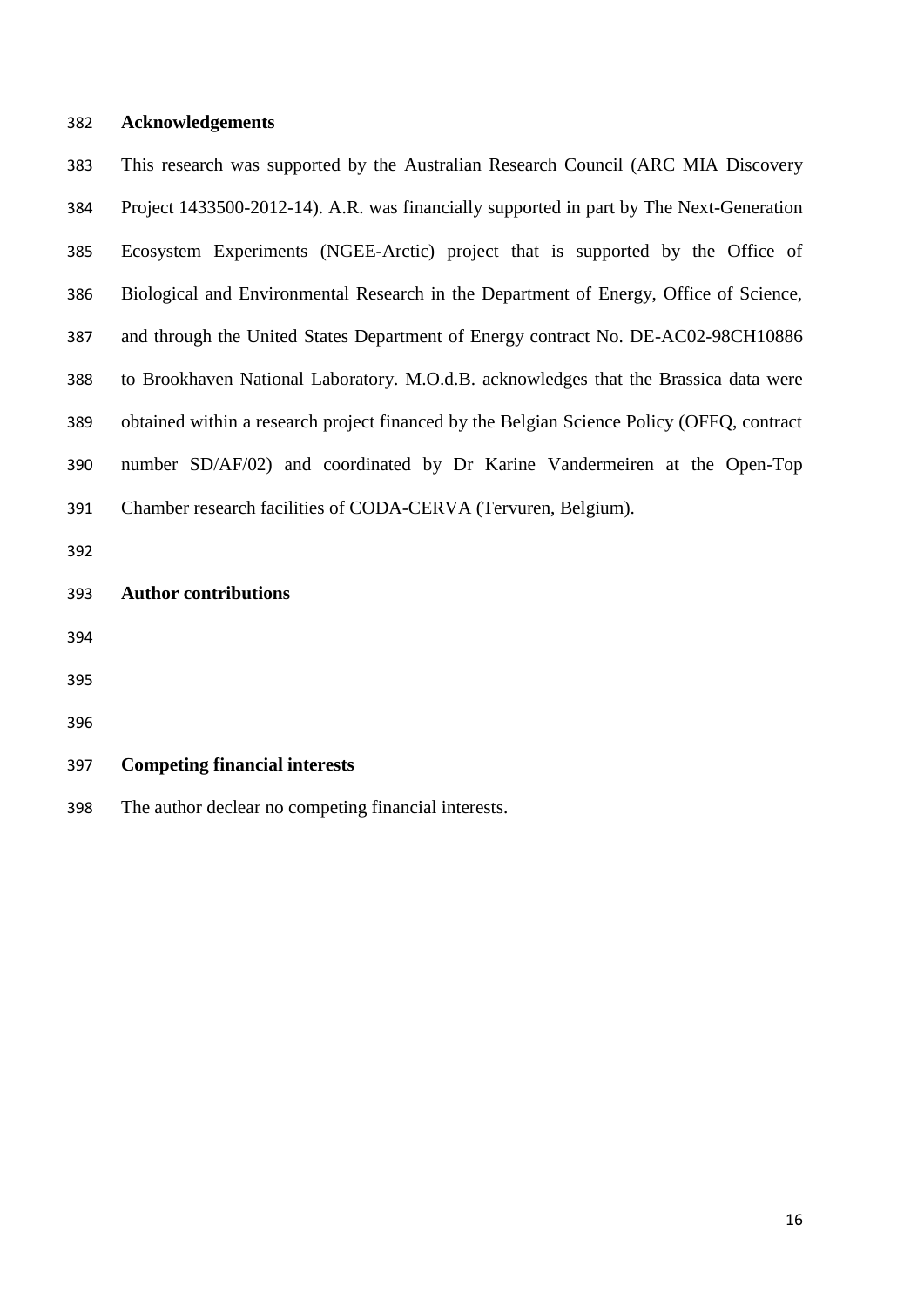## Acknowledgements

This research was supported by the Australian Research Council (ARC MIA Discovery Project 1433500-2012-14). A.R. was financially supported in part by The Next-Generation Ecosystem Experiments (NGEE-Arctic) project that is supported by the Office of Biological and Environmental Research in the Department of Energy, Office of Science, and through the United States Department of Energy contract No. DE-AC02-98CH10886 to Brookhaven National Laboratory. M.O.d.B. acknowledges that the Brassica data were obtained within a research project financed by the Belgian Science Policy (OFFQ, contract number SD/AF/02) and coordinated by Dr Karine Vandermeiren at the Open-Top Chamber research facilities of CODA-CERVA (Tervuren, Belgium).

## Author contributions

## Competing financial interests

The author declear no competing financial interests.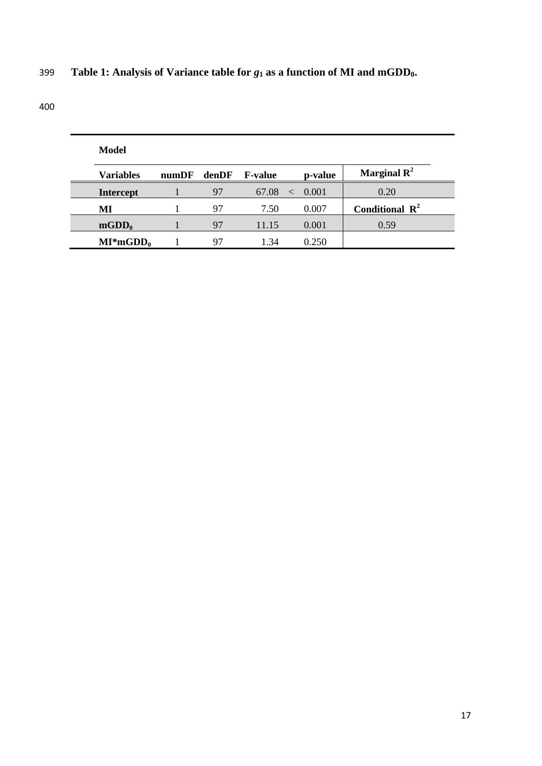**Table 1: Analysis of Variance table for $g_1$ as a function of MI and $mGDD_0$.**

| Model | | | | | |
|---|---|---|---|---|---|
| **Variables** | **numDF** | **denDF** | **F-value** | **p-value** | **Marginal $R^2$** |
| **Intercept** | 1 | 97 | 67.08 | < 0.001 | 0.20 |
| **MI** | 1 | 97 | 7.50 | 0.007 | **Conditional $R^2$** |
| **$mGDD_0$** | 1 | 97 | 11.15 | 0.001 | 0.59 |
| **$MI*mGDD_0$** | 1 | 97 | 1.34 | 0.250 | |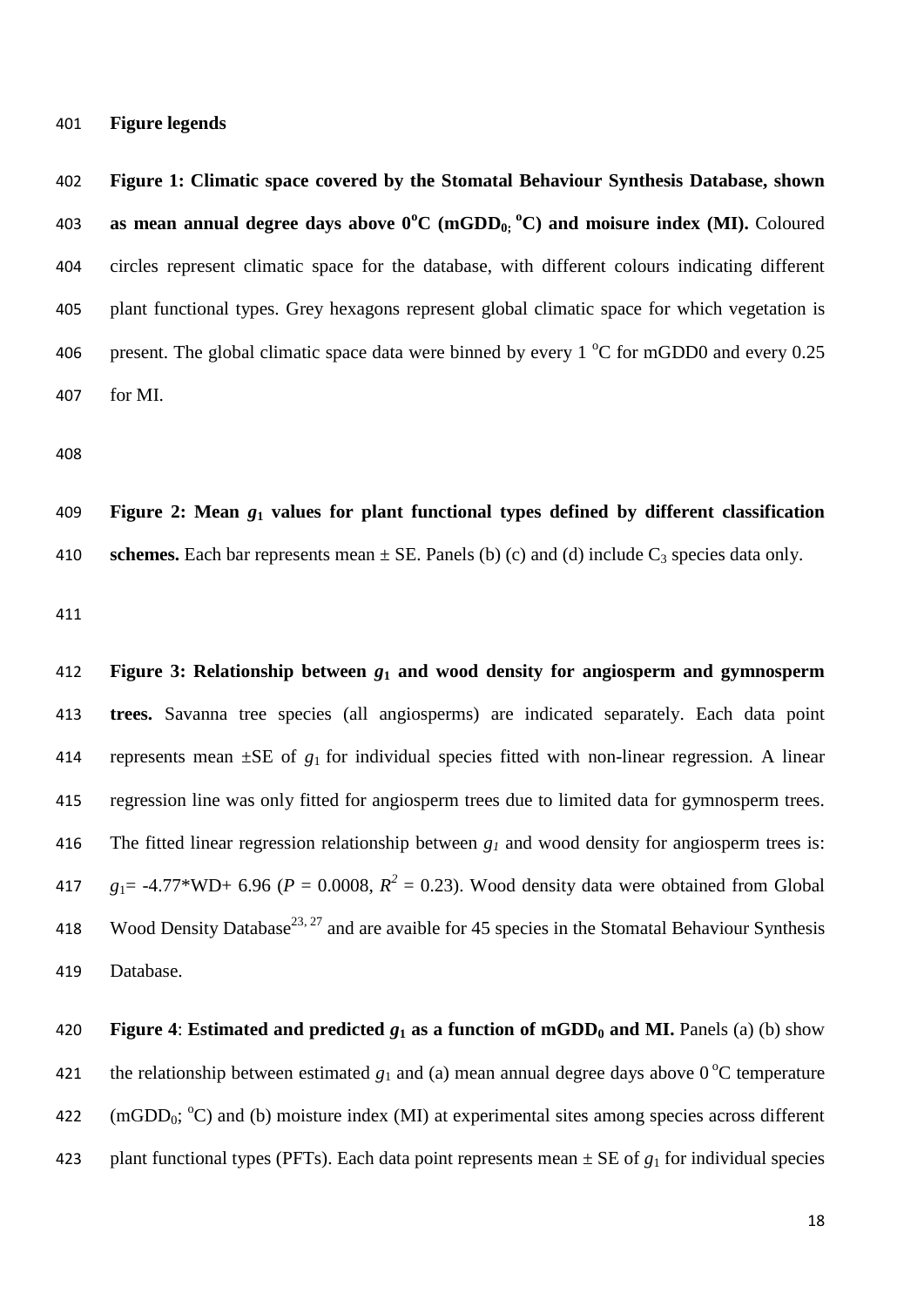## Figure legends

**Figure 1: Climatic space covered by the Stomatal Behaviour Synthesis Database, shown as mean annual degree days above 0°C ($mGDD_0$; °C) and moisure index (MI).** Coloured circles represent climatic space for the database, with different colours indicating different plant functional types. Grey hexagons represent global climatic space for which vegetation is present. The global climatic space data were binned by every 1 °C for mGDD0 and every 0.25 for MI.

**Figure 2: Mean $g_1$ values for plant functional types defined by different classification schemes.** Each bar represents mean ± SE. Panels (b) (c) and (d) include $C_3$ species data only.

**Figure 3: Relationship between $g_1$ and wood density for angiosperm and gymnosperm trees.** Savanna tree species (all angiosperms) are indicated separately. Each data point represents mean ±SE of $g_1$ for individual species fitted with non-linear regression. A linear regression line was only fitted for angiosperm trees due to limited data for gymnosperm trees. The fitted linear regression relationship between $g_1$ and wood density for angiosperm trees is: $g_1$= -4.77*WD+ 6.96 ($P$ = 0.0008, $R^2$ = 0.23). Wood density data were obtained from Global Wood Density Database[23, 27] and are avaible for 45 species in the Stomatal Behaviour Synthesis Database.

**Figure 4**: **Estimated and predicted $g_1$ as a function of $mGDD_0$ and MI.** Panels (a) (b) show the relationship between estimated $g_1$ and (a) mean annual degree days above 0 °C temperature ($mGDD_0$; °C) and (b) moisture index (MI) at experimental sites among species across different plant functional types (PFTs). Each data point represents mean ± SE of $g_1$ for individual species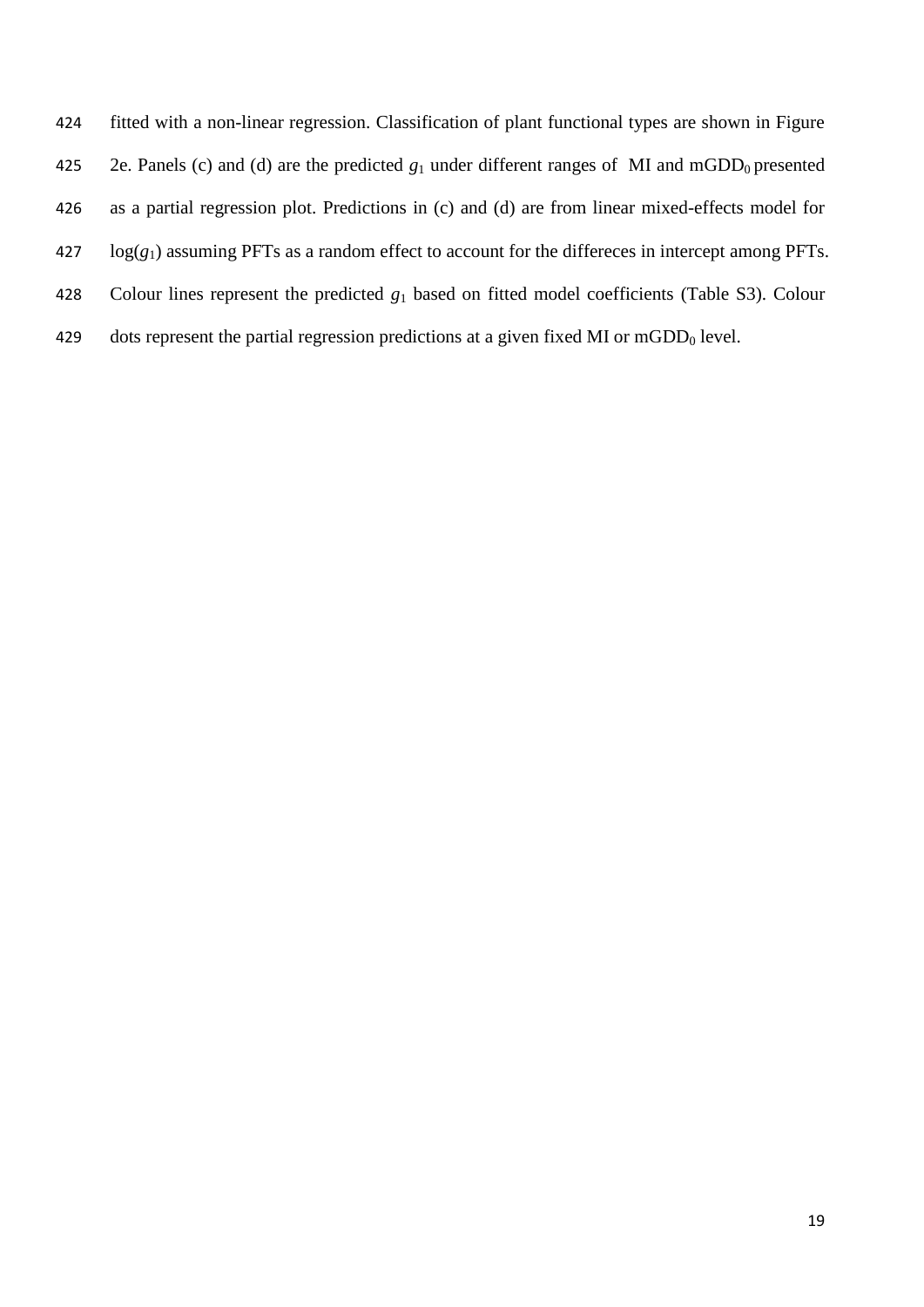fitted with a non-linear regression. Classification of plant functional types are shown in Figure 2e. Panels (c) and (d) are the predicted $g_1$ under different ranges of MI and $mGDD_0$ presented as a partial regression plot. Predictions in (c) and (d) are from linear mixed-effects model for $\log(g_1)$ assuming PFTs as a random effect to account for the differeces in intercept among PFTs. Colour lines represent the predicted $g_1$ based on fitted model coefficients (Table S3). Colour dots represent the partial regression predictions at a given fixed MI or $mGDD_0$ level.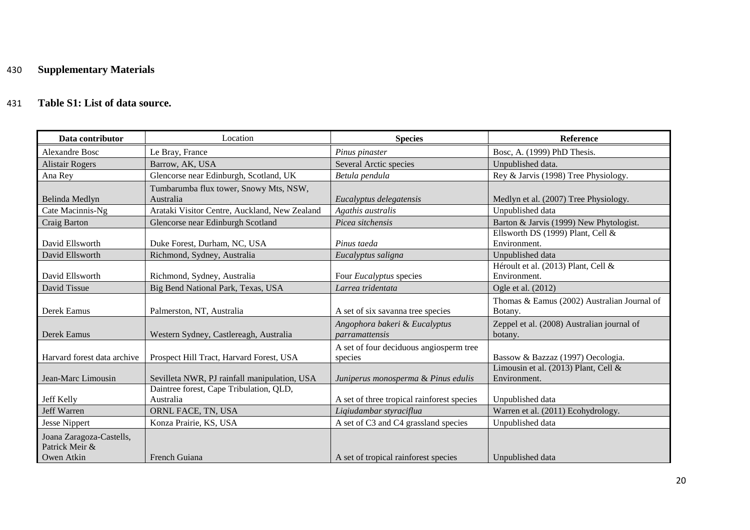**Supplementary Materials**

**Table S1: List of data source.**

| Data contributor | Location | Species | Reference |
|---|---|---|---|
| Alexandre Bosc | Le Bray, France | *Pinus pinaster* | Bosc, A. (1999) PhD Thesis. |
| Alistair Rogers | Barrow, AK, USA | Several Arctic species | Unpublished data. |
| Ana Rey | Glencorse near Edinburgh, Scotland, UK | *Betula pendula* | Rey & Jarvis (1998) Tree Physiology. |
| Belinda Medlyn | Tumbarumba flux tower, Snowy Mts, NSW, Australia | *Eucalyptus delegatensis* | Medlyn et al. (2007) Tree Physiology. |
| Cate Macinnis-Ng | Arataki Visitor Centre, Auckland, New Zealand | *Agathis australis* | Unpublished data |
| Craig Barton | Glencorse near Edinburgh Scotland | *Picea sitchensis* | Barton & Jarvis (1999) New Phytologist. |
| David Ellsworth | Duke Forest, Durham, NC, USA | *Pinus taeda* | Ellsworth DS (1999) Plant, Cell & Environment. |
| David Ellsworth | Richmond, Sydney, Australia | *Eucalyptus saligna* | Unpublished data |
| David Ellsworth | Richmond, Sydney, Australia | Four *Eucalyptus* species | Héroult et al. (2013) Plant, Cell & Environment. |
| David Tissue | Big Bend National Park, Texas, USA | *Larrea tridentata* | Ogle et al. (2012) |
| Derek Eamus | Palmerston, NT, Australia | A set of six savanna tree species | Thomas & Eamus (2002) Australian Journal of Botany. |
| Derek Eamus | Western Sydney, Castlereagh, Australia | *Angophora bakeri* & *Eucalyptus parramattensis* | Zeppel et al. (2008) Australian journal of botany. |
| Harvard forest data archive | Prospect Hill Tract, Harvard Forest, USA | A set of four deciduous angiosperm tree species | Bassow & Bazzaz (1997) Oecologia. |
| Jean-Marc Limousin | Sevilleta NWR, PJ rainfall manipulation, USA | *Juniperus monosperma* & *Pinus edulis* | Limousin et al. (2013) Plant, Cell & Environment. |
| Jeff Kelly | Daintree forest, Cape Tribulation, QLD, Australia | A set of three tropical rainforest species | Unpublished data |
| Jeff Warren | ORNL FACE, TN, USA | *Liqiudambar styraciflua* | Warren et al. (2011) Ecohydrology. |
| Jesse Nippert | Konza Prairie, KS, USA | A set of C3 and C4 grassland species | Unpublished data |
| Joana Zaragoza-Castells, Patrick Meir & Owen Atkin | French Guiana | A set of tropical rainforest species | Unpublished data |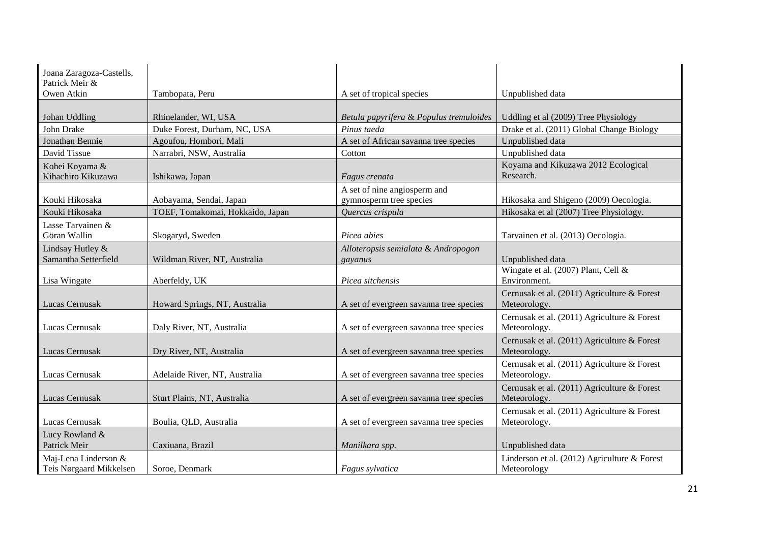| | | | |
|---|---|---|---|
| Joana Zaragoza-Castells, Patrick Meir & Owen Atkin | Tambopata, Peru | A set of tropical species | Unpublished data |
| Johan Uddling | Rhinelander, WI, USA | *Betula papyrifera* & *Populus tremuloides* | Uddling et al (2009) Tree Physiology |
| John Drake | Duke Forest, Durham, NC, USA | *Pinus taeda* | Drake et al. (2011) Global Change Biology |
| Jonathan Bennie | Agoufou, Hombori, Mali | A set of African savanna tree species | Unpublished data |
| David Tissue | Narrabri, NSW, Australia | Cotton | Unpublished data |
| Kohei Koyama & Kihachiro Kikuzawa | Ishikawa, Japan | *Fagus crenata* | Koyama and Kikuzawa 2012 Ecological Research. |
| Kouki Hikosaka | Aobayama, Sendai, Japan | A set of nine angiosperm and gymnosperm tree species | Hikosaka and Shigeno (2009) Oecologia. |
| Kouki Hikosaka | TOEF, Tomakomai, Hokkaido, Japan | *Quercus crispula* | Hikosaka et al (2007) Tree Physiology. |
| Lasse Tarvainen & Göran Wallin | Skogaryd, Sweden | *Picea abies* | Tarvainen et al. (2013) Oecologia. |
| Lindsay Hutley & Samantha Setterfield | Wildman River, NT, Australia | *Alloteropsis semialata* & *Andropogon gayanus* | Unpublished data |
| Lisa Wingate | Aberfeldy, UK | *Picea sitchensis* | Wingate et al. (2007) Plant, Cell & Environment. |
| Lucas Cernusak | Howard Springs, NT, Australia | A set of evergreen savanna tree species | Cernusak et al. (2011) Agriculture & Forest Meteorology. |
| Lucas Cernusak | Daly River, NT, Australia | A set of evergreen savanna tree species | Cernusak et al. (2011) Agriculture & Forest Meteorology. |
| Lucas Cernusak | Dry River, NT, Australia | A set of evergreen savanna tree species | Cernusak et al. (2011) Agriculture & Forest Meteorology. |
| Lucas Cernusak | Adelaide River, NT, Australia | A set of evergreen savanna tree species | Cernusak et al. (2011) Agriculture & Forest Meteorology. |
| Lucas Cernusak | Sturt Plains, NT, Australia | A set of evergreen savanna tree species | Cernusak et al. (2011) Agriculture & Forest Meteorology. |
| Lucas Cernusak | Boulia, QLD, Australia | A set of evergreen savanna tree species | Cernusak et al. (2011) Agriculture & Forest Meteorology. |
| Lucy Rowland & Patrick Meir | Caxiuana, Brazil | *Manilkara spp.* | Unpublished data |
| Maj-Lena Linderson & Teis Nørgaard Mikkelsen | Soroe, Denmark | *Fagus sylvatica* | Linderson et al. (2012) Agriculture & Forest Meteorology |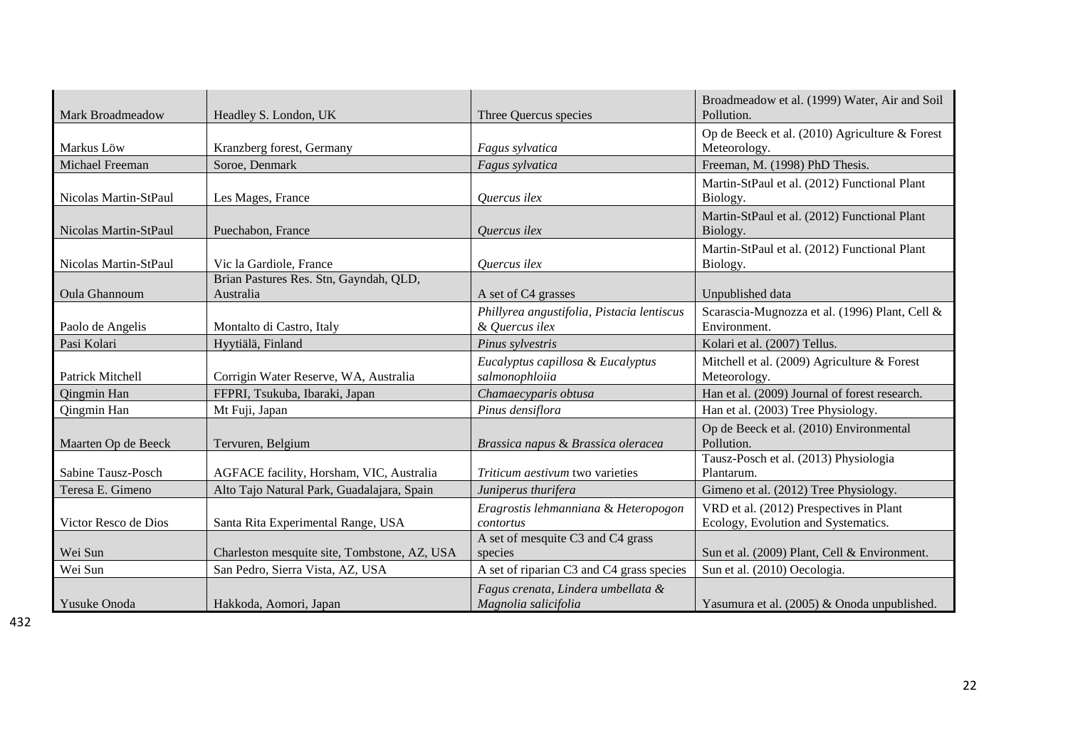| Mark Broadmeadow | Headley S. London, UK | Three Quercus species | Broadmeadow et al. (1999) Water, Air and Soil Pollution. |
|---|---|---|---|
| Markus Löw | Kranzberg forest, Germany | *Fagus sylvatica* | Op de Beeck et al. (2010) Agriculture & Forest Meteorology. |
| Michael Freeman | Soroe, Denmark | *Fagus sylvatica* | Freeman, M. (1998) PhD Thesis. |
| Nicolas Martin-StPaul | Les Mages, France | *Quercus ilex* | Martin-StPaul et al. (2012) Functional Plant Biology. |
| Nicolas Martin-StPaul | Puechabon, France | *Quercus ilex* | Martin-StPaul et al. (2012) Functional Plant Biology. |
| Nicolas Martin-StPaul | Vic la Gardiole, France | *Quercus ilex* | Martin-StPaul et al. (2012) Functional Plant Biology. |
| Oula Ghannoum | Brian Pastures Res. Stn, Gayndah, QLD, Australia | A set of C4 grasses | Unpublished data |
| Paolo de Angelis | Montalto di Castro, Italy | *Phillyrea angustifolia, Pistacia lentiscus* & *Quercus ilex* | Scarascia-Mugnozza et al. (1996) Plant, Cell & Environment. |
| Pasi Kolari | Hyytiälä, Finland | *Pinus sylvestris* | Kolari et al. (2007) Tellus. |
| Patrick Mitchell | Corrigin Water Reserve, WA, Australia | *Eucalyptus capillosa* & *Eucalyptus salmonophloiia* | Mitchell et al. (2009) Agriculture & Forest Meteorology. |
| Qingmin Han | FFPRI, Tsukuba, Ibaraki, Japan | *Chamaecyparis obtusa* | Han et al. (2009) Journal of forest research. |
| Qingmin Han | Mt Fuji, Japan | *Pinus densiflora* | Han et al. (2003) Tree Physiology. |
| Maarten Op de Beeck | Tervuren, Belgium | *Brassica napus* & *Brassica oleracea* | Op de Beeck et al. (2010) Environmental Pollution. |
| Sabine Tausz-Posch | AGFACE facility, Horsham, VIC, Australia | *Triticum aestivum* two varieties | Tausz-Posch et al. (2013) Physiologia Plantarum. |
| Teresa E. Gimeno | Alto Tajo Natural Park, Guadalajara, Spain | *Juniperus thurifera* | Gimeno et al. (2012) Tree Physiology. |
| Victor Resco de Dios | Santa Rita Experimental Range, USA | *Eragrostis lehmanniana* & *Heteropogon contortus* | VRD et al. (2012) Prespectives in Plant Ecology, Evolution and Systematics. |
| Wei Sun | Charleston mesquite site, Tombstone, AZ, USA | A set of mesquite C3 and C4 grass species | Sun et al. (2009) Plant, Cell & Environment. |
| Wei Sun | San Pedro, Sierra Vista, AZ, USA | A set of riparian C3 and C4 grass species | Sun et al. (2010) Oecologia. |
| Yusuke Onoda | Hakkoda, Aomori, Japan | *Fagus crenata, Lindera umbellata* & *Magnolia salicifolia* | Yasumura et al. (2005) & Onoda unpublished. |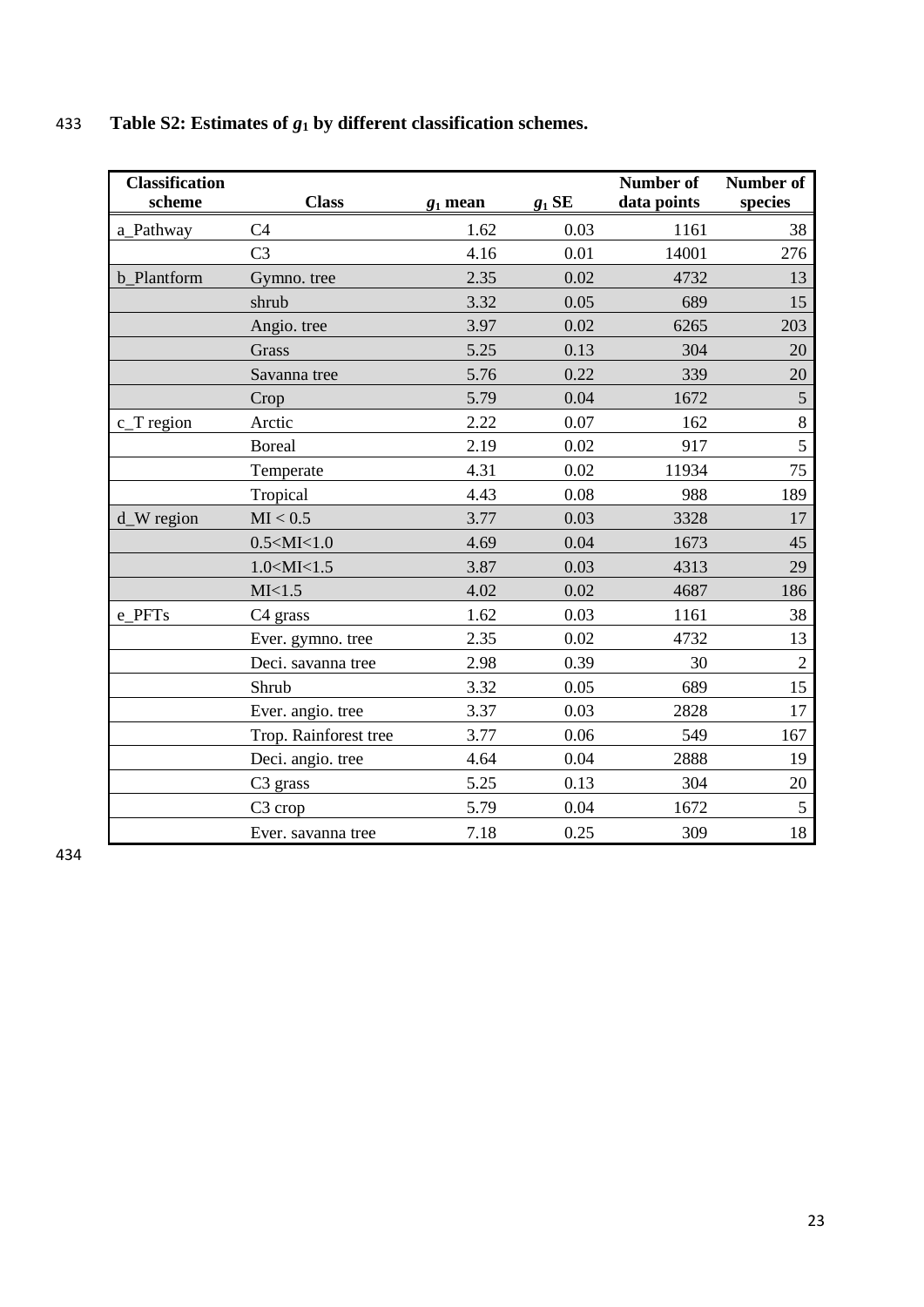**Table S2: Estimates of $g_1$ by different classification schemes.**

| Classification scheme | Class | $g_1$ mean | $g_1$ SE | Number of data points | Number of species |
|---|---|---|---|---|---|
| a_Pathway | C4 | 1.62 | 0.03 | 1161 | 38 |
| | C3 | 4.16 | 0.01 | 14001 | 276 |
| b_Plantform | Gymno. tree | 2.35 | 0.02 | 4732 | 13 |
| | shrub | 3.32 | 0.05 | 689 | 15 |
| | Angio. tree | 3.97 | 0.02 | 6265 | 203 |
| | Grass | 5.25 | 0.13 | 304 | 20 |
| | Savanna tree | 5.76 | 0.22 | 339 | 20 |
| | Crop | 5.79 | 0.04 | 1672 | 5 |
| c_T region | Arctic | 2.22 | 0.07 | 162 | 8 |
| | Boreal | 2.19 | 0.02 | 917 | 5 |
| | Temperate | 4.31 | 0.02 | 11934 | 75 |
| | Tropical | 4.43 | 0.08 | 988 | 189 |
| d_W region | MI < 0.5 | 3.77 | 0.03 | 3328 | 17 |
| | 0.5<MI<1.0 | 4.69 | 0.04 | 1673 | 45 |
| | 1.0<MI<1.5 | 3.87 | 0.03 | 4313 | 29 |
| | MI<1.5 | 4.02 | 0.02 | 4687 | 186 |
| e_PFTs | C4 grass | 1.62 | 0.03 | 1161 | 38 |
| | Ever. gymno. tree | 2.35 | 0.02 | 4732 | 13 |
| | Deci. savanna tree | 2.98 | 0.39 | 30 | 2 |
| | Shrub | 3.32 | 0.05 | 689 | 15 |
| | Ever. angio. tree | 3.37 | 0.03 | 2828 | 17 |
| | Trop. Rainforest tree | 3.77 | 0.06 | 549 | 167 |
| | Deci. angio. tree | 4.64 | 0.04 | 2888 | 19 |
| | C3 grass | 5.25 | 0.13 | 304 | 20 |
| | C3 crop | 5.79 | 0.04 | 1672 | 5 |
| | Ever. savanna tree | 7.18 | 0.25 | 309 | 18 |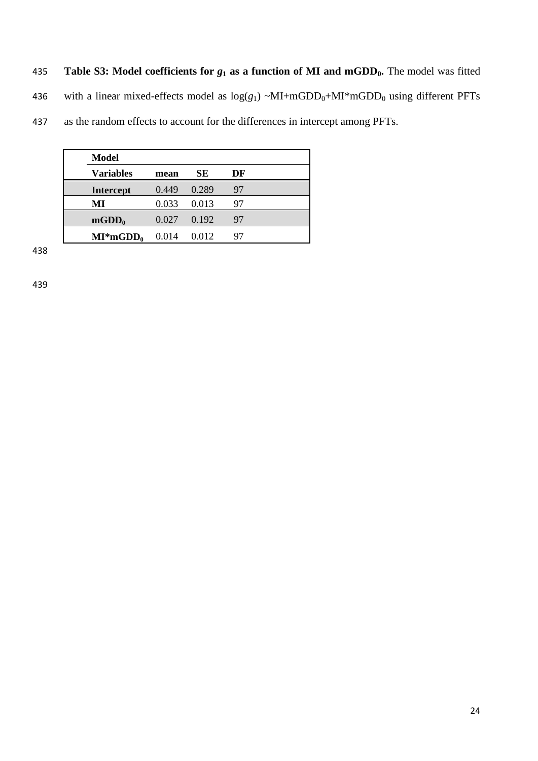**Table S3: Model coefficients for $g_1$ as a function of MI and $mGDD_0$.** The model was fitted with a linear mixed-effects model as $\log(g_1)$ ~MI+$mGDD_0$+MI*$mGDD_0$ using different PFTs as the random effects to account for the differences in intercept among PFTs.

| **Model Variables** | **mean** | **SE** | **DF** |
|---|---|---|---|
| **Intercept** | 0.449 | 0.289 | 97 |
| **MI** | 0.033 | 0.013 | 97 |
| **$mGDD_0$** | 0.027 | 0.192 | 97 |
| **MI*$mGDD_0$** | 0.014 | 0.012 | 97 |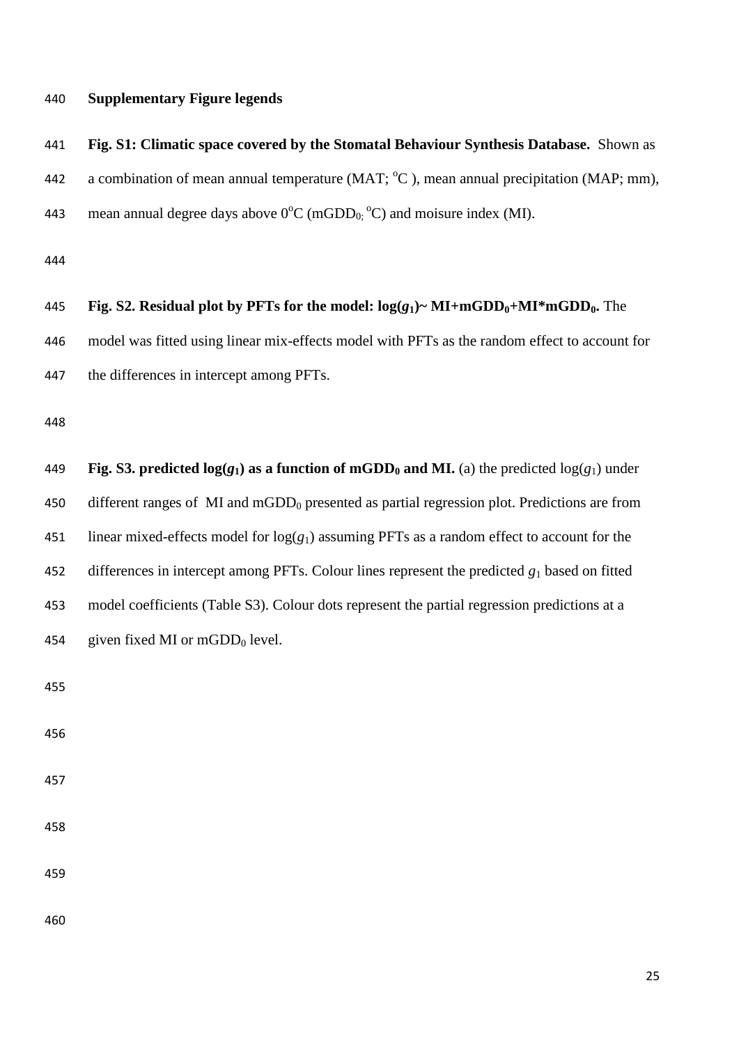**Supplementary Figure legends**

**Fig. S1: Climatic space covered by the Stomatal Behaviour Synthesis Database.** Shown as a combination of mean annual temperature (MAT; $^{o}$C ), mean annual precipitation (MAP; mm), mean annual degree days above 0$^{o}$C (mGDD$_{0;}$ $^{o}$C) and moisure index (MI).

**Fig. S2. Residual plot by PFTs for the model: log($g_1$)~ MI+mGDD$_0$+MI*mGDD$_0$.** The model was fitted using linear mix-effects model with PFTs as the random effect to account for the differences in intercept among PFTs.

**Fig. S3. predicted log($g_1$) as a function of mGDD$_0$ and MI.** (a) the predicted log($g_1$) under different ranges of MI and mGDD$_0$ presented as partial regression plot. Predictions are from linear mixed-effects model for log($g_1$) assuming PFTs as a random effect to account for the differences in intercept among PFTs. Colour lines represent the predicted $g_1$ based on fitted model coefficients (Table S3). Colour dots represent the partial regression predictions at a given fixed MI or mGDD$_0$ level.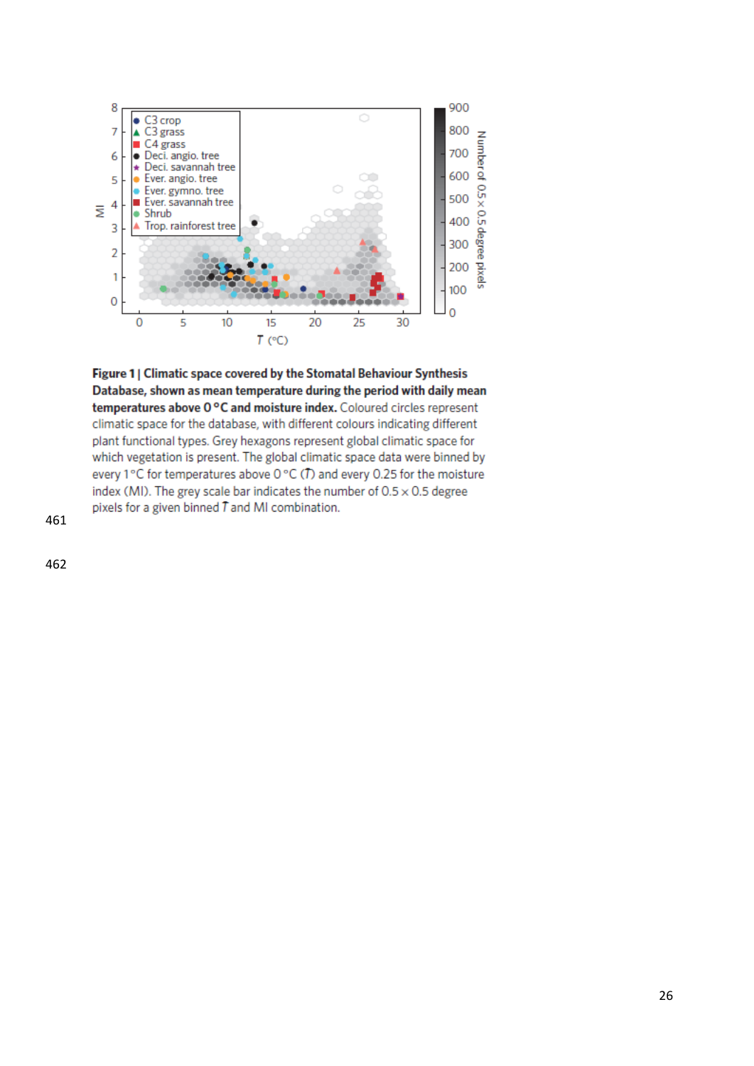**Figure 1 | Climatic space covered by the Stomatal Behaviour Synthesis Database, shown as mean temperature during the period with daily mean temperatures above 0 °C and moisture index.** Coloured circles represent climatic space for the database, with different colours indicating different plant functional types. Grey hexagons represent global climatic space for which vegetation is present. The global climatic space data were binned by every 1 °C for temperatures above 0 °C ($\bar{T}$) and every 0.25 for the moisture index (MI). The grey scale bar indicates the number of 0.5 × 0.5 degree pixels for a given binned $\bar{T}$ and MI combination.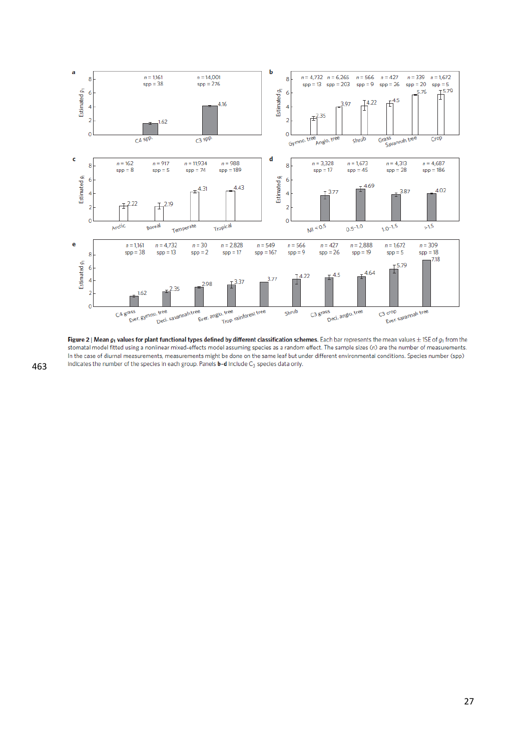**Figure 2 | Mean $g_1$ values for plant functional types defined by different classification schemes.** Each bar represents the mean values ± 1SE of $g_1$ from the stomatal model fitted using a nonlinear mixed-effects model assuming species as a random effect. The sample sizes ($n$) are the number of measurements. In the case of diurnal measurements, measurements might be done on the same leaf but under different environmental conditions. Species number (spp) indicates the number of the species in each group. Panels **b–d** include $C_3$ species data only.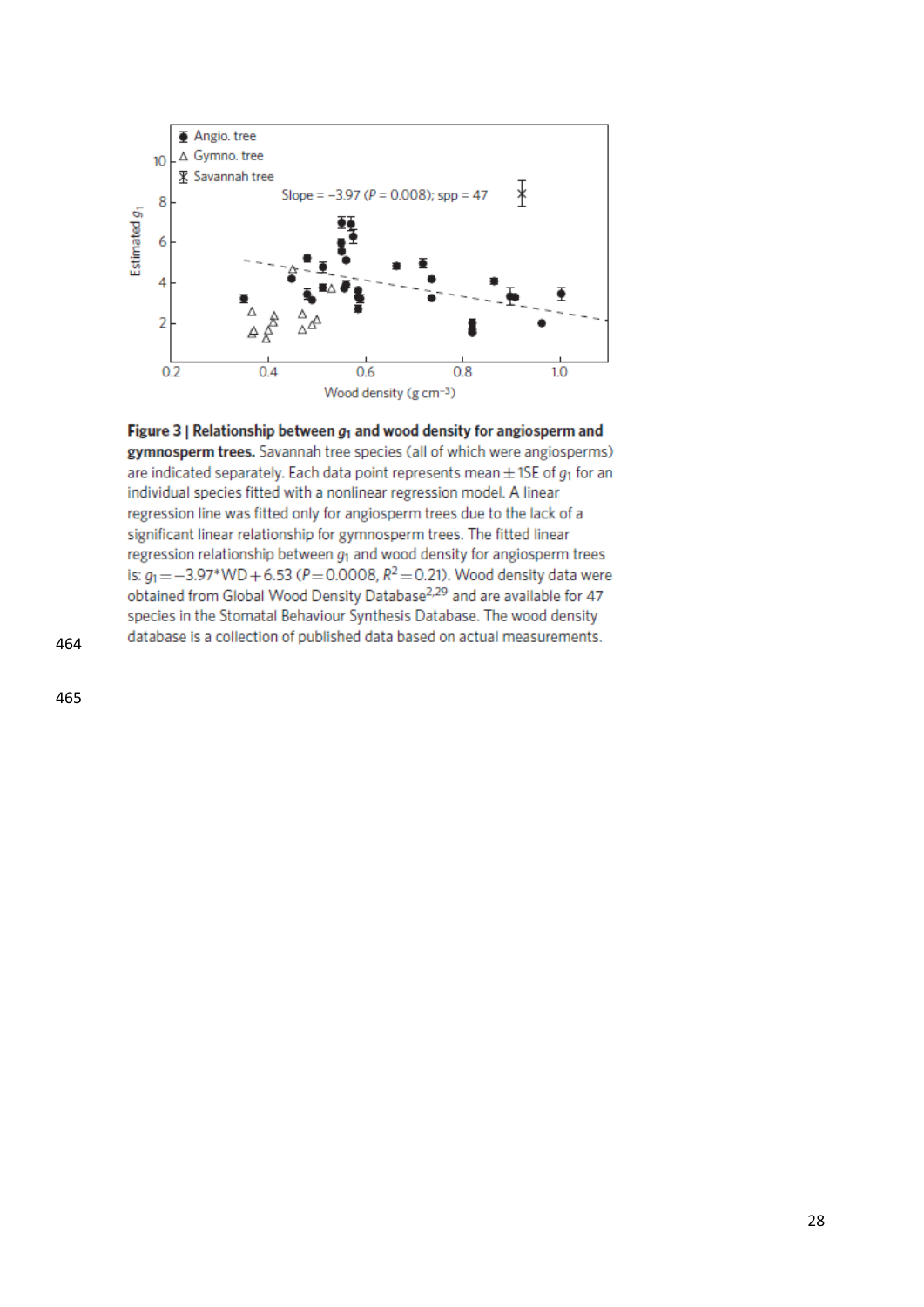**Figure 3 | Relationship between $g_1$ and wood density for angiosperm and gymnosperm trees.** Savannah tree species (all of which were angiosperms) are indicated separately. Each data point represents mean ± 1SE of $g_1$ for an individual species fitted with a nonlinear regression model. A linear regression line was fitted only for angiosperm trees due to the lack of a significant linear relationship for gymnosperm trees. The fitted linear regression relationship between $g_1$ and wood density for angiosperm trees is: $g_1 = -3.97 * WD + 6.53$ ($P = 0.0008$, $R^2 = 0.21$). Wood density data were obtained from Global Wood Density Database[2,29] and are available for 47 species in the Stomatal Behaviour Synthesis Database. The wood density database is a collection of published data based on actual measurements.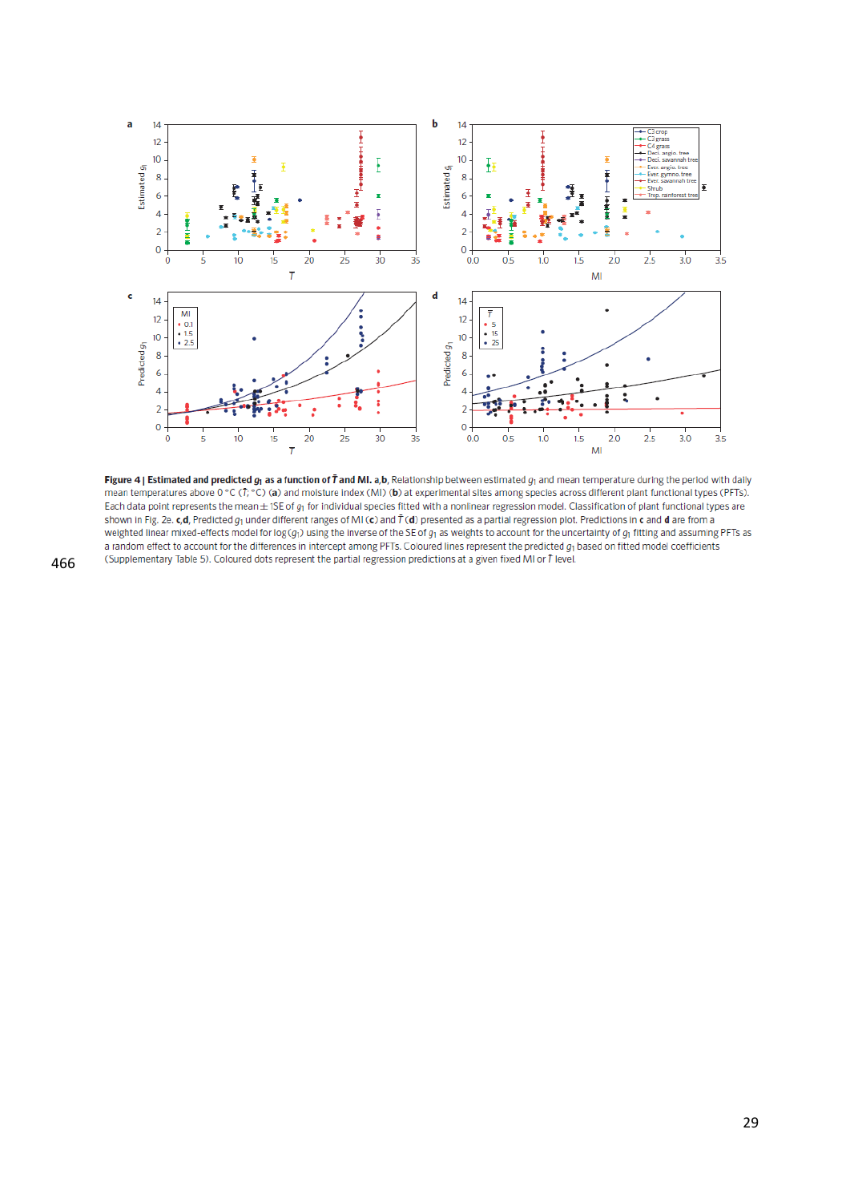a

Estimated $g_1$

14
12
10
8
6
4
2
0

0 5 10 15 20 25 30 35

$\bar{T}$

b

Estimated $g_1$

14
12
10
8
6
4
2
0

0.0 0.5 1.0 1.5 2.0 2.5 3.0 3.5

MI

C3 crop
C3 grass
C4 grass
Deci. angio. tree
Deci. savannah tree
Ever. angio. tree
Ever. gymno. tree
Ever. savannah tree
Shrub
Trop. rainforest tree

c

Predicted $g_1$

14
12
10
8
6
4
2
0

0 5 10 15 20 25 30 35

$\bar{T}$

MI
0.1
1.5
2.5

d

Predicted $g_1$

14
12
10
8
6
4
2
0

0.0 0.5 1.0 1.5 2.0 2.5 3.0 3.5

MI

$\bar{T}$
5
15
25

**Figure 4 | Estimated and predicted $g_1$ as a function of $\bar{T}$ and MI. a,b,** Relationship between estimated $g_1$ and mean temperature during the period with daily mean temperatures above 0 °C ($\bar{T}$; °C) (**a**) and moisture index (MI) (**b**) at experimental sites among species across different plant functional types (PFTs). Each data point represents the mean ± 1SE of $g_1$ for individual species fitted with a nonlinear regression model. Classification of plant functional types are shown in Fig. 2e. **c,d,** Predicted $g_1$ under different ranges of MI (**c**) and $\bar{T}$ (**d**) presented as a partial regression plot. Predictions in **c** and **d** are from a weighted linear mixed-effects model for log($g_1$) using the inverse of the SE of $g_1$ as weights to account for the uncertainty of $g_1$ fitting and assuming PFTs as a random effect to account for the differences in intercept among PFTs. Coloured lines represent the predicted $g_1$ based on fitted model coefficients (Supplementary Table 5). Coloured dots represent the partial regression predictions at a given fixed MI or $\bar{T}$ level.